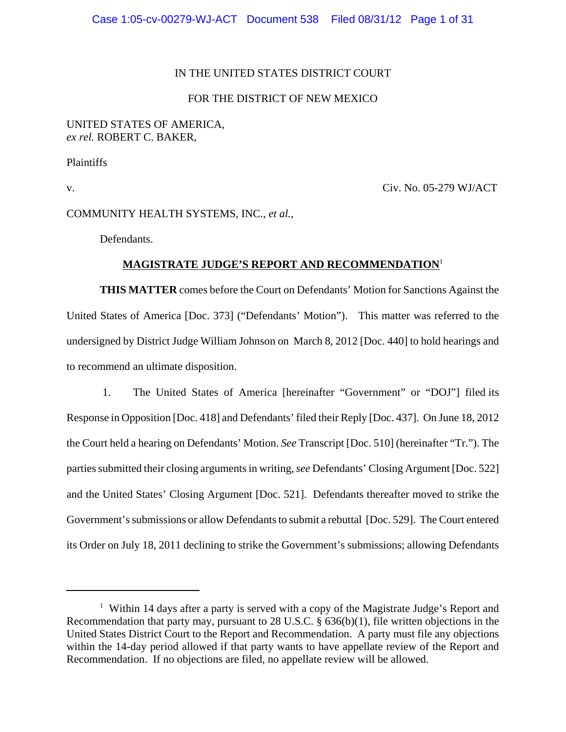IN THE UNITED STATES DISTRICT COURT

FOR THE DISTRICT OF NEW MEXICO

UNITED STATES OF AMERICA,
*ex rel.* ROBERT C. BAKER,

Plaintiffs

v. Civ. No. 05-279 WJ/ACT

COMMUNITY HEALTH SYSTEMS, INC., *et al.*,

Defendants.

## MAGISTRATE JUDGE'S REPORT AND RECOMMENDATION[1]

**THIS MATTER** comes before the Court on Defendants' Motion for Sanctions Against the United States of America [Doc. 373] ("Defendants' Motion"). This matter was referred to the undersigned by District Judge William Johnson on March 8, 2012 [Doc. 440] to hold hearings and to recommend an ultimate disposition.

1. The United States of America [hereinafter "Government" or "DOJ"] filed its Response in Opposition [Doc. 418] and Defendants' filed their Reply [Doc. 437]. On June 18, 2012 the Court held a hearing on Defendants' Motion. *See* Transcript [Doc. 510] (hereinafter "Tr."). The parties submitted their closing arguments in writing, *see* Defendants' Closing Argument [Doc. 522] and the United States' Closing Argument [Doc. 521]. Defendants thereafter moved to strike the Government's submissions or allow Defendants to submit a rebuttal [Doc. 529]. The Court entered its Order on July 18, 2011 declining to strike the Government's submissions; allowing Defendants

---

[1] Within 14 days after a party is served with a copy of the Magistrate Judge's Report and Recommendation that party may, pursuant to 28 U.S.C. § 636(b)(1), file written objections in the United States District Court to the Report and Recommendation. A party must file any objections within the 14-day period allowed if that party wants to have appellate review of the Report and Recommendation. If no objections are filed, no appellate review will be allowed.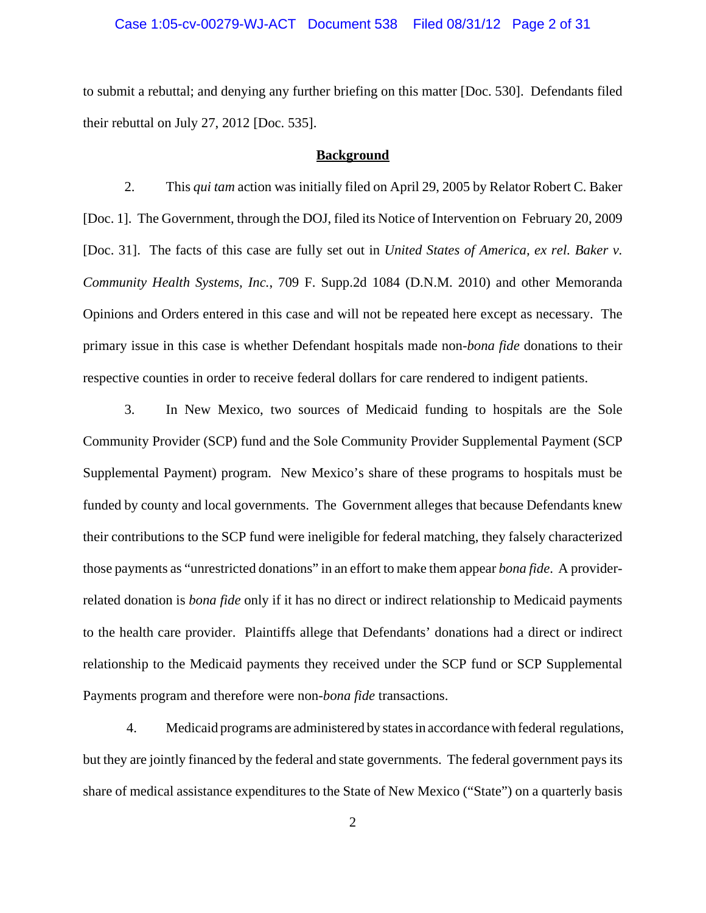to submit a rebuttal; and denying any further briefing on this matter [Doc. 530]. Defendants filed their rebuttal on July 27, 2012 [Doc. 535].

**Background**

2. This *qui tam* action was initially filed on April 29, 2005 by Relator Robert C. Baker [Doc. 1]. The Government, through the DOJ, filed its Notice of Intervention on February 20, 2009 [Doc. 31]. The facts of this case are fully set out in *United States of America, ex rel. Baker v. Community Health Systems, Inc.*, 709 F. Supp.2d 1084 (D.N.M. 2010) and other Memoranda Opinions and Orders entered in this case and will not be repeated here except as necessary. The primary issue in this case is whether Defendant hospitals made non-*bona fide* donations to their respective counties in order to receive federal dollars for care rendered to indigent patients.

3. In New Mexico, two sources of Medicaid funding to hospitals are the Sole Community Provider (SCP) fund and the Sole Community Provider Supplemental Payment (SCP Supplemental Payment) program. New Mexico's share of these programs to hospitals must be funded by county and local governments. The Government alleges that because Defendants knew their contributions to the SCP fund were ineligible for federal matching, they falsely characterized those payments as "unrestricted donations" in an effort to make them appear *bona fide*. A provider-related donation is *bona fide* only if it has no direct or indirect relationship to Medicaid payments to the health care provider. Plaintiffs allege that Defendants' donations had a direct or indirect relationship to the Medicaid payments they received under the SCP fund or SCP Supplemental Payments program and therefore were non-*bona fide* transactions.

4. Medicaid programs are administered by states in accordance with federal regulations, but they are jointly financed by the federal and state governments. The federal government pays its share of medical assistance expenditures to the State of New Mexico ("State") on a quarterly basis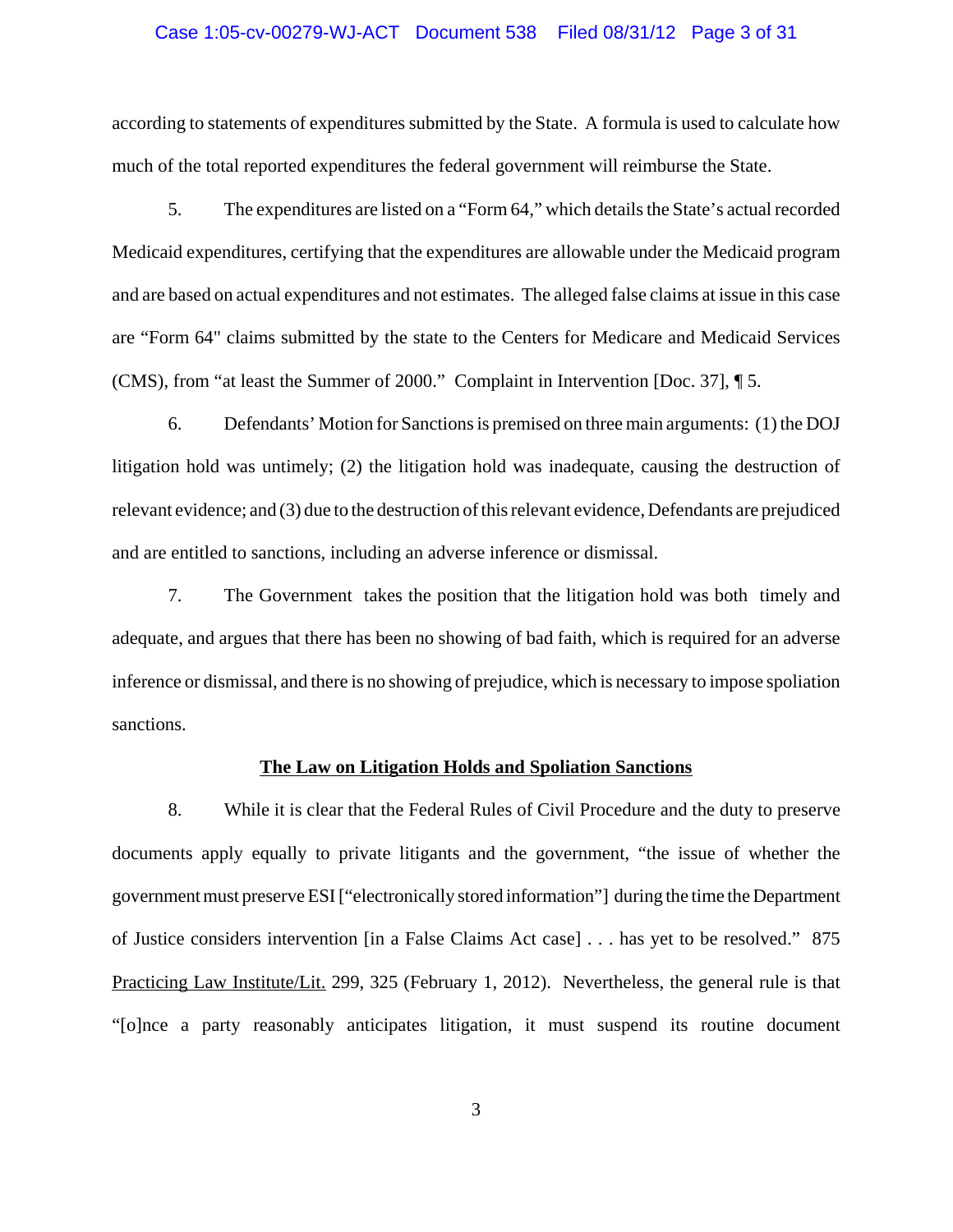according to statements of expenditures submitted by the State. A formula is used to calculate how much of the total reported expenditures the federal government will reimburse the State.

5. The expenditures are listed on a "Form 64," which details the State's actual recorded Medicaid expenditures, certifying that the expenditures are allowable under the Medicaid program and are based on actual expenditures and not estimates. The alleged false claims at issue in this case are "Form 64" claims submitted by the state to the Centers for Medicare and Medicaid Services (CMS), from "at least the Summer of 2000." Complaint in Intervention [Doc. 37], ¶ 5.

6. Defendants' Motion for Sanctions is premised on three main arguments: (1) the DOJ litigation hold was untimely; (2) the litigation hold was inadequate, causing the destruction of relevant evidence; and (3) due to the destruction of this relevant evidence, Defendants are prejudiced and are entitled to sanctions, including an adverse inference or dismissal.

7. The Government takes the position that the litigation hold was both timely and adequate, and argues that there has been no showing of bad faith, which is required for an adverse inference or dismissal, and there is no showing of prejudice, which is necessary to impose spoliation sanctions.

**The Law on Litigation Holds and Spoliation Sanctions**

8. While it is clear that the Federal Rules of Civil Procedure and the duty to preserve documents apply equally to private litigants and the government, "the issue of whether the government must preserve ESI ["electronically stored information"] during the time the Department of Justice considers intervention [in a False Claims Act case] . . . has yet to be resolved." 875 Practicing Law Institute/Lit. 299, 325 (February 1, 2012). Nevertheless, the general rule is that "[o]nce a party reasonably anticipates litigation, it must suspend its routine document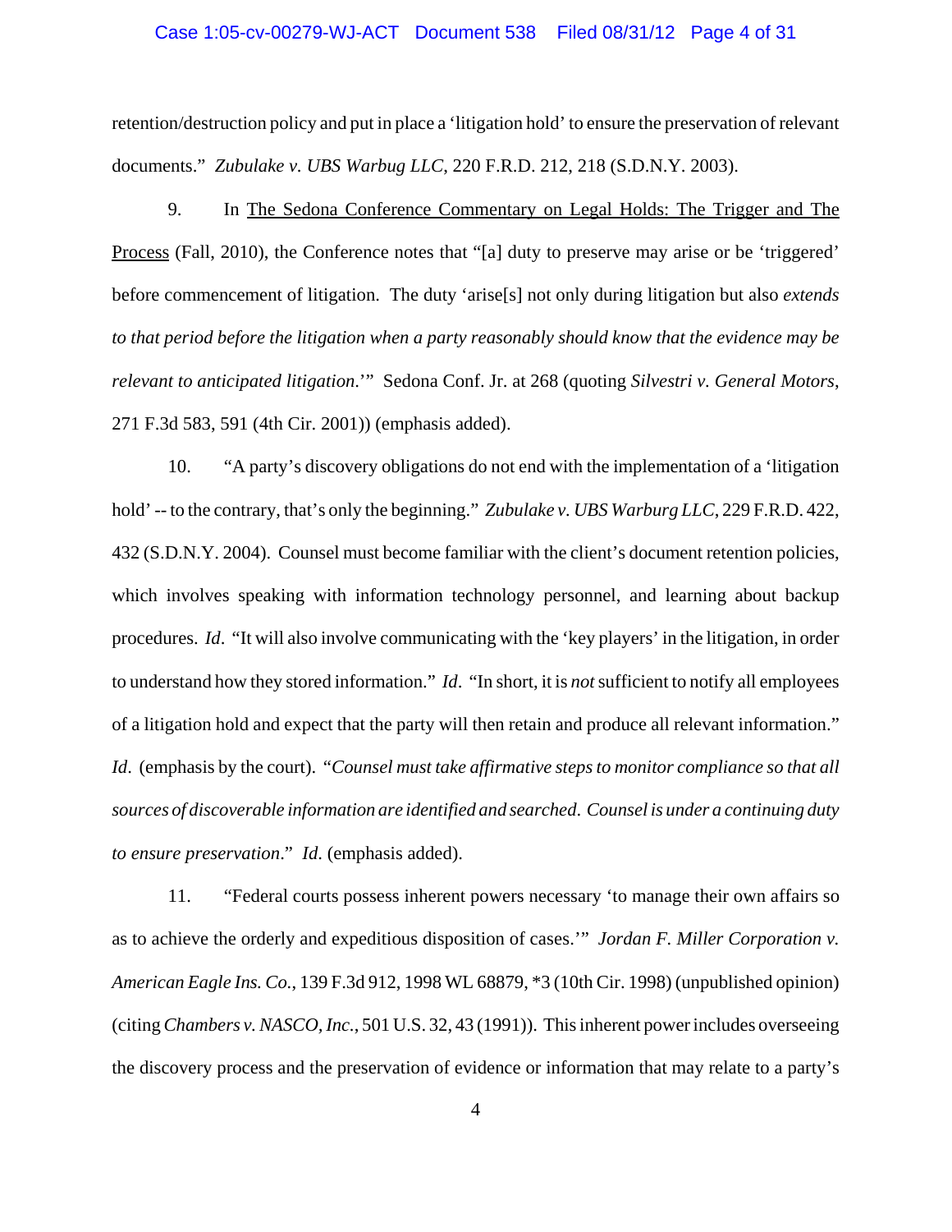retention/destruction policy and put in place a 'litigation hold' to ensure the preservation of relevant documents." *Zubulake v. UBS Warbug LLC*, 220 F.R.D. 212, 218 (S.D.N.Y. 2003).

9. In The Sedona Conference Commentary on Legal Holds: The Trigger and The Process (Fall, 2010), the Conference notes that "[a] duty to preserve may arise or be 'triggered' before commencement of litigation. The duty 'arise[s] not only during litigation but also *extends to that period before the litigation when a party reasonably should know that the evidence may be relevant to anticipated litigation*.'" Sedona Conf. Jr. at 268 (quoting *Silvestri v. General Motors*, 271 F.3d 583, 591 (4th Cir. 2001)) (emphasis added).

10. "A party's discovery obligations do not end with the implementation of a 'litigation hold' -- to the contrary, that's only the beginning." *Zubulake v. UBS Warburg LLC*, 229 F.R.D. 422, 432 (S.D.N.Y. 2004). Counsel must become familiar with the client's document retention policies, which involves speaking with information technology personnel, and learning about backup procedures. *Id*. "It will also involve communicating with the 'key players' in the litigation, in order to understand how they stored information." *Id*. "In short, it is *not* sufficient to notify all employees of a litigation hold and expect that the party will then retain and produce all relevant information." *Id*. (emphasis by the court). "*Counsel must take affirmative steps to monitor compliance so that all sources of discoverable information are identified and searched. Counsel is under a continuing duty to ensure preservation*." *Id*. (emphasis added).

11. "Federal courts possess inherent powers necessary 'to manage their own affairs so as to achieve the orderly and expeditious disposition of cases.'" *Jordan F. Miller Corporation v. American Eagle Ins. Co.*, 139 F.3d 912, 1998 WL 68879, *3 (10th Cir. 1998) (unpublished opinion) (citing *Chambers v. NASCO, Inc.*, 501 U.S. 32, 43 (1991)). This inherent power includes overseeing the discovery process and the preservation of evidence or information that may relate to a party's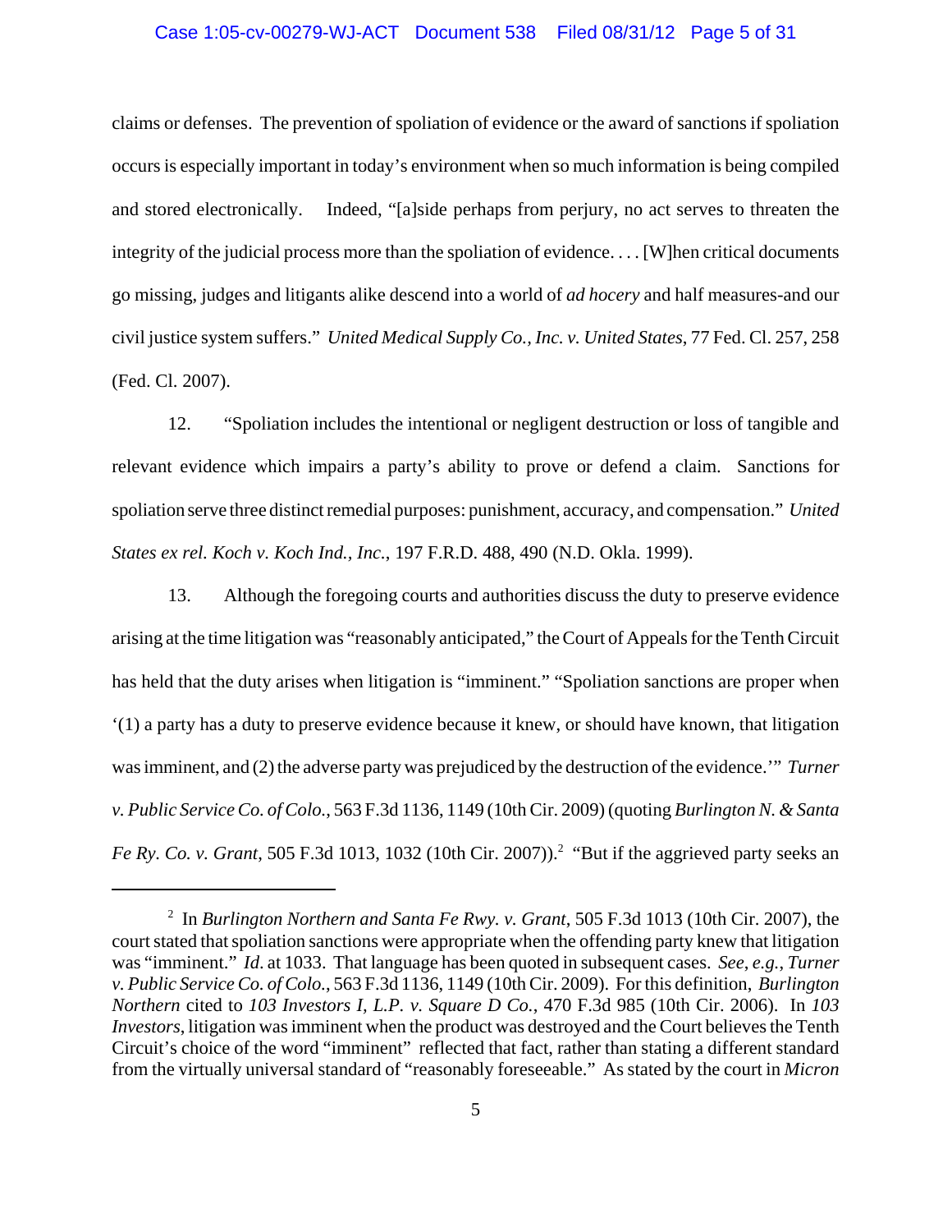claims or defenses. The prevention of spoliation of evidence or the award of sanctions if spoliation occurs is especially important in today's environment when so much information is being compiled and stored electronically. Indeed, "[a]side perhaps from perjury, no act serves to threaten the integrity of the judicial process more than the spoliation of evidence. . . . [W]hen critical documents go missing, judges and litigants alike descend into a world of *ad hocery* and half measures-and our civil justice system suffers." *United Medical Supply Co., Inc. v. United States*, 77 Fed. Cl. 257, 258 (Fed. Cl. 2007).

12. "Spoliation includes the intentional or negligent destruction or loss of tangible and relevant evidence which impairs a party's ability to prove or defend a claim. Sanctions for spoliation serve three distinct remedial purposes: punishment, accuracy, and compensation." *United States ex rel. Koch v. Koch Ind., Inc.*, 197 F.R.D. 488, 490 (N.D. Okla. 1999).

13. Although the foregoing courts and authorities discuss the duty to preserve evidence arising at the time litigation was "reasonably anticipated," the Court of Appeals for the Tenth Circuit has held that the duty arises when litigation is "imminent." "Spoliation sanctions are proper when '(1) a party has a duty to preserve evidence because it knew, or should have known, that litigation was imminent, and (2) the adverse party was prejudiced by the destruction of the evidence.'" *Turner v. Public Service Co. of Colo.*, 563 F.3d 1136, 1149 (10th Cir. 2009) (quoting *Burlington N. & Santa Fe Ry. Co. v. Grant*, 505 F.3d 1013, 1032 (10th Cir. 2007)).[2] "But if the aggrieved party seeks an

[2] In *Burlington Northern and Santa Fe Rwy. v. Grant*, 505 F.3d 1013 (10th Cir. 2007), the court stated that spoliation sanctions were appropriate when the offending party knew that litigation was "imminent." *Id*. at 1033. That language has been quoted in subsequent cases. *See, e.g.*, *Turner v. Public Service Co. of Colo.*, 563 F.3d 1136, 1149 (10th Cir. 2009). For this definition, *Burlington Northern* cited to *103 Investors I, L.P. v. Square D Co.*, 470 F.3d 985 (10th Cir. 2006). In *103 Investors*, litigation was imminent when the product was destroyed and the Court believes the Tenth Circuit's choice of the word "imminent" reflected that fact, rather than stating a different standard from the virtually universal standard of "reasonably foreseeable." As stated by the court in *Micron*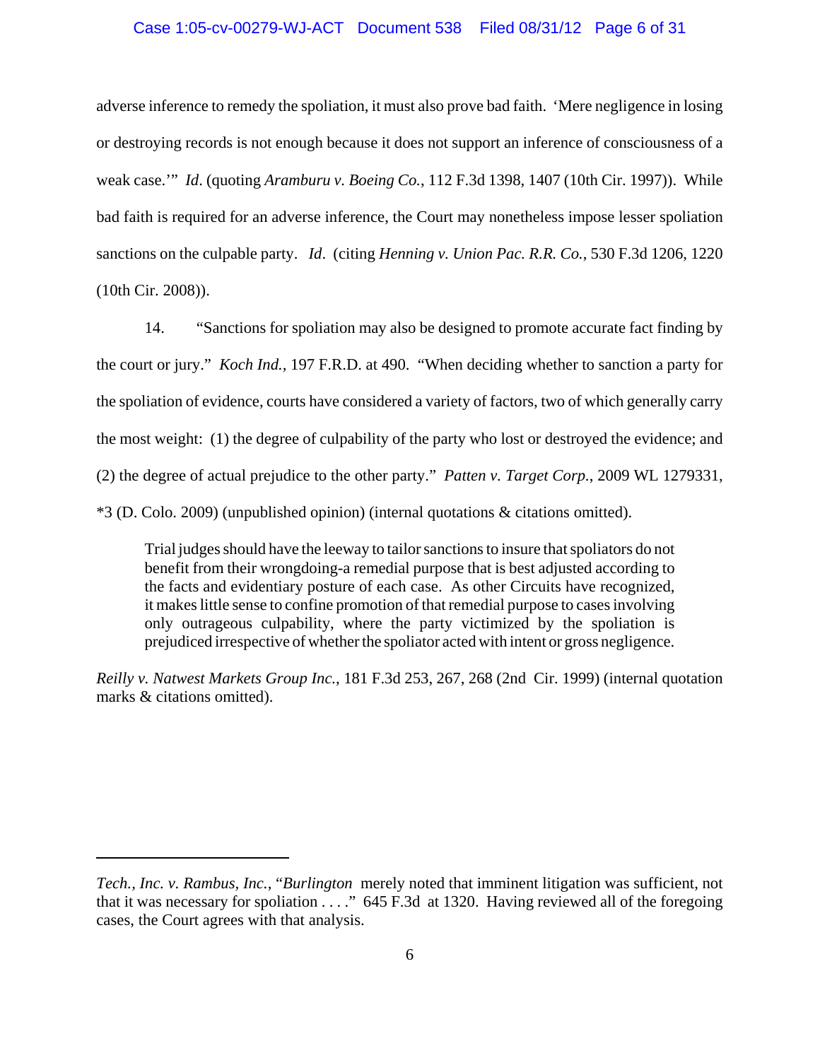adverse inference to remedy the spoliation, it must also prove bad faith. 'Mere negligence in losing or destroying records is not enough because it does not support an inference of consciousness of a weak case.'" *Id*. (quoting *Aramburu v. Boeing Co.*, 112 F.3d 1398, 1407 (10th Cir. 1997)). While bad faith is required for an adverse inference, the Court may nonetheless impose lesser spoliation sanctions on the culpable party. *Id*. (citing *Henning v. Union Pac. R.R. Co.*, 530 F.3d 1206, 1220 (10th Cir. 2008)).

14. "Sanctions for spoliation may also be designed to promote accurate fact finding by the court or jury." *Koch Ind.*, 197 F.R.D. at 490. "When deciding whether to sanction a party for the spoliation of evidence, courts have considered a variety of factors, two of which generally carry the most weight: (1) the degree of culpability of the party who lost or destroyed the evidence; and (2) the degree of actual prejudice to the other party." *Patten v. Target Corp.*, 2009 WL 1279331, *3 (D. Colo. 2009) (unpublished opinion) (internal quotations & citations omitted).

> Trial judges should have the leeway to tailor sanctions to insure that spoliators do not benefit from their wrongdoing-a remedial purpose that is best adjusted according to the facts and evidentiary posture of each case. As other Circuits have recognized, it makes little sense to confine promotion of that remedial purpose to cases involving only outrageous culpability, where the party victimized by the spoliation is prejudiced irrespective of whether the spoliator acted with intent or gross negligence.

*Reilly v. Natwest Markets Group Inc.*, 181 F.3d 253, 267, 268 (2nd Cir. 1999) (internal quotation marks & citations omitted).

---

*Tech., Inc. v. Rambus, Inc.*, "*Burlington* merely noted that imminent litigation was sufficient, not that it was necessary for spoliation . . . ." 645 F.3d at 1320. Having reviewed all of the foregoing cases, the Court agrees with that analysis.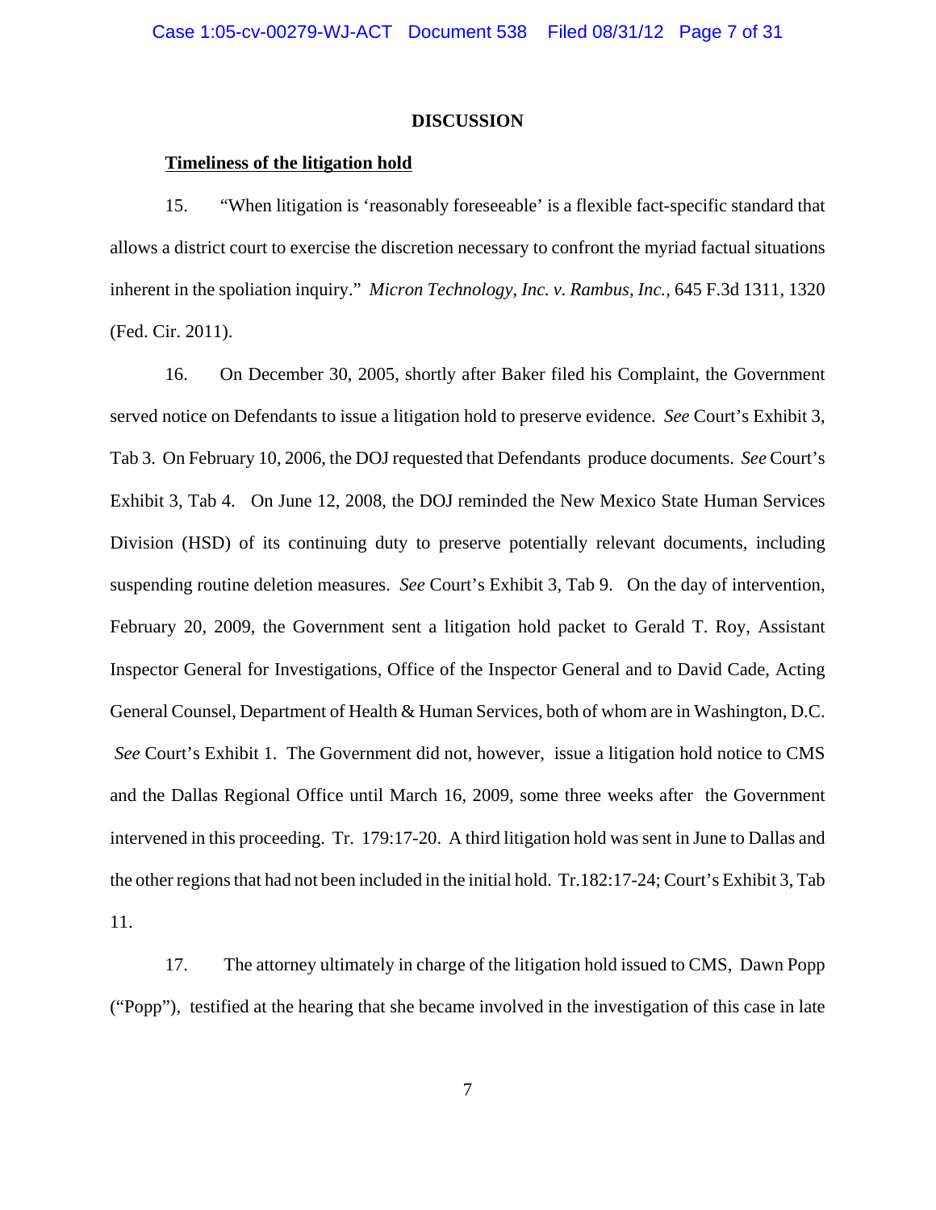## DISCUSSION

**<u>Timeliness of the litigation hold</u>**

15. "When litigation is 'reasonably foreseeable' is a flexible fact-specific standard that allows a district court to exercise the discretion necessary to confront the myriad factual situations inherent in the spoliation inquiry." *Micron Technology, Inc. v. Rambus, Inc.*, 645 F.3d 1311, 1320 (Fed. Cir. 2011).

16. On December 30, 2005, shortly after Baker filed his Complaint, the Government served notice on Defendants to issue a litigation hold to preserve evidence. *See* Court's Exhibit 3, Tab 3. On February 10, 2006, the DOJ requested that Defendants produce documents. *See* Court's Exhibit 3, Tab 4. On June 12, 2008, the DOJ reminded the New Mexico State Human Services Division (HSD) of its continuing duty to preserve potentially relevant documents, including suspending routine deletion measures. *See* Court's Exhibit 3, Tab 9. On the day of intervention, February 20, 2009, the Government sent a litigation hold packet to Gerald T. Roy, Assistant Inspector General for Investigations, Office of the Inspector General and to David Cade, Acting General Counsel, Department of Health & Human Services, both of whom are in Washington, D.C. *See* Court's Exhibit 1. The Government did not, however, issue a litigation hold notice to CMS and the Dallas Regional Office until March 16, 2009, some three weeks after the Government intervened in this proceeding. Tr. 179:17-20. A third litigation hold was sent in June to Dallas and the other regions that had not been included in the initial hold. Tr.182:17-24; Court's Exhibit 3, Tab 11.

17. The attorney ultimately in charge of the litigation hold issued to CMS, Dawn Popp ("Popp"), testified at the hearing that she became involved in the investigation of this case in late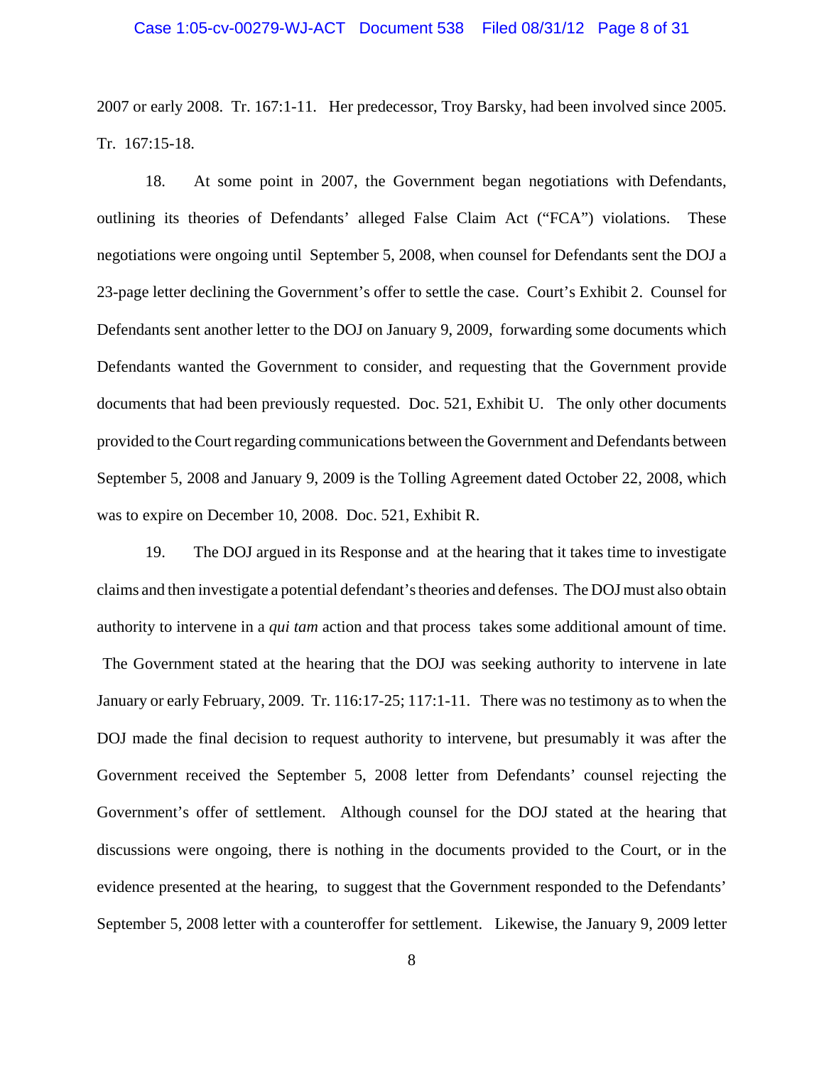2007 or early 2008. Tr. 167:1-11. Her predecessor, Troy Barsky, had been involved since 2005. Tr. 167:15-18.

18. At some point in 2007, the Government began negotiations with Defendants, outlining its theories of Defendants' alleged False Claim Act ("FCA") violations. These negotiations were ongoing until September 5, 2008, when counsel for Defendants sent the DOJ a 23-page letter declining the Government's offer to settle the case. Court's Exhibit 2. Counsel for Defendants sent another letter to the DOJ on January 9, 2009, forwarding some documents which Defendants wanted the Government to consider, and requesting that the Government provide documents that had been previously requested. Doc. 521, Exhibit U. The only other documents provided to the Court regarding communications between the Government and Defendants between September 5, 2008 and January 9, 2009 is the Tolling Agreement dated October 22, 2008, which was to expire on December 10, 2008. Doc. 521, Exhibit R.

19. The DOJ argued in its Response and at the hearing that it takes time to investigate claims and then investigate a potential defendant's theories and defenses. The DOJ must also obtain authority to intervene in a *qui tam* action and that process takes some additional amount of time. The Government stated at the hearing that the DOJ was seeking authority to intervene in late January or early February, 2009. Tr. 116:17-25; 117:1-11. There was no testimony as to when the DOJ made the final decision to request authority to intervene, but presumably it was after the Government received the September 5, 2008 letter from Defendants' counsel rejecting the Government's offer of settlement. Although counsel for the DOJ stated at the hearing that discussions were ongoing, there is nothing in the documents provided to the Court, or in the evidence presented at the hearing, to suggest that the Government responded to the Defendants' September 5, 2008 letter with a counteroffer for settlement. Likewise, the January 9, 2009 letter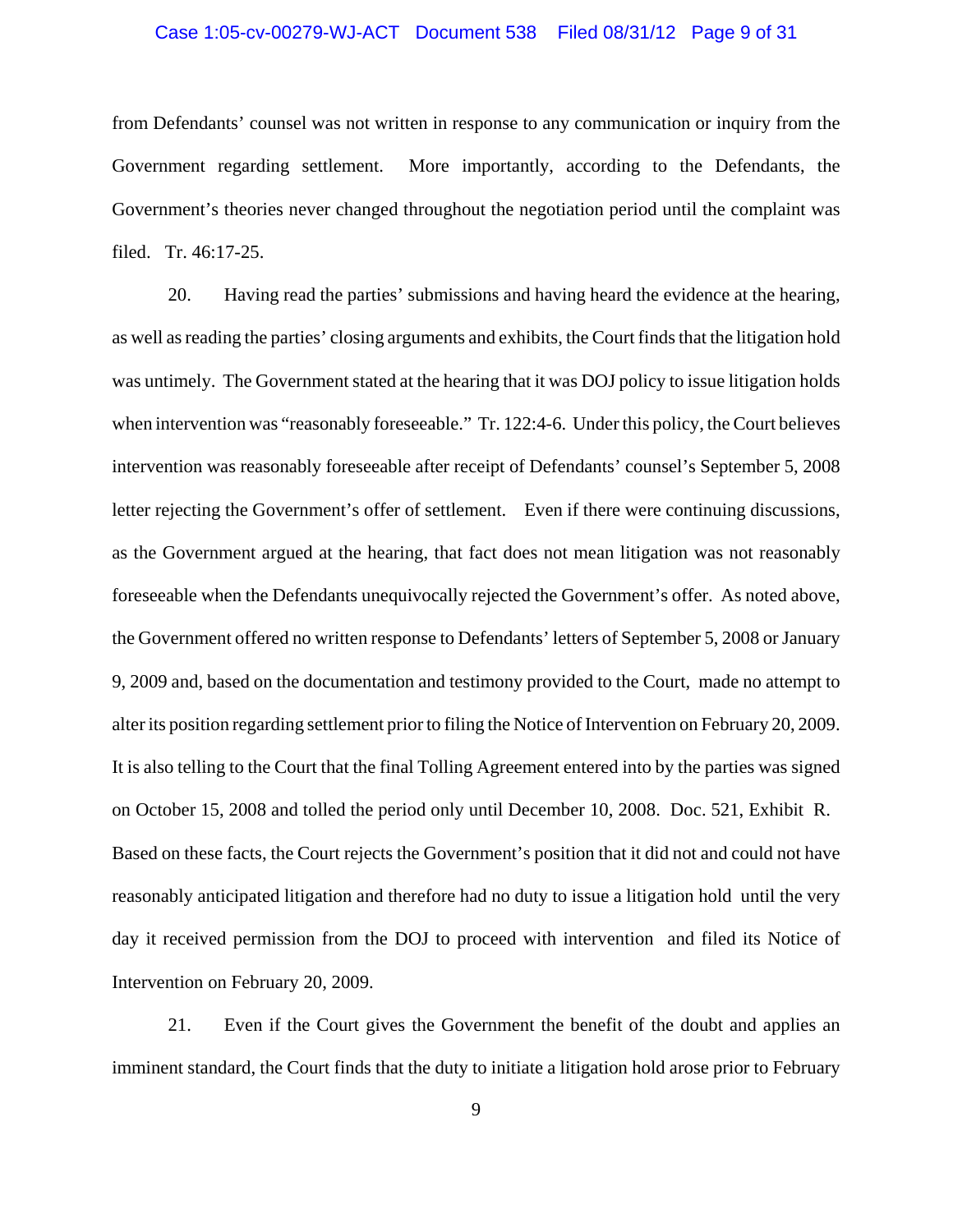from Defendants' counsel was not written in response to any communication or inquiry from the Government regarding settlement. More importantly, according to the Defendants, the Government's theories never changed throughout the negotiation period until the complaint was filed. Tr. 46:17-25.

20. Having read the parties' submissions and having heard the evidence at the hearing, as well as reading the parties' closing arguments and exhibits, the Court finds that the litigation hold was untimely. The Government stated at the hearing that it was DOJ policy to issue litigation holds when intervention was "reasonably foreseeable." Tr. 122:4-6. Under this policy, the Court believes intervention was reasonably foreseeable after receipt of Defendants' counsel's September 5, 2008 letter rejecting the Government's offer of settlement. Even if there were continuing discussions, as the Government argued at the hearing, that fact does not mean litigation was not reasonably foreseeable when the Defendants unequivocally rejected the Government's offer. As noted above, the Government offered no written response to Defendants' letters of September 5, 2008 or January 9, 2009 and, based on the documentation and testimony provided to the Court, made no attempt to alter its position regarding settlement prior to filing the Notice of Intervention on February 20, 2009. It is also telling to the Court that the final Tolling Agreement entered into by the parties was signed on October 15, 2008 and tolled the period only until December 10, 2008. Doc. 521, Exhibit R. Based on these facts, the Court rejects the Government's position that it did not and could not have reasonably anticipated litigation and therefore had no duty to issue a litigation hold until the very day it received permission from the DOJ to proceed with intervention and filed its Notice of Intervention on February 20, 2009.

21. Even if the Court gives the Government the benefit of the doubt and applies an imminent standard, the Court finds that the duty to initiate a litigation hold arose prior to February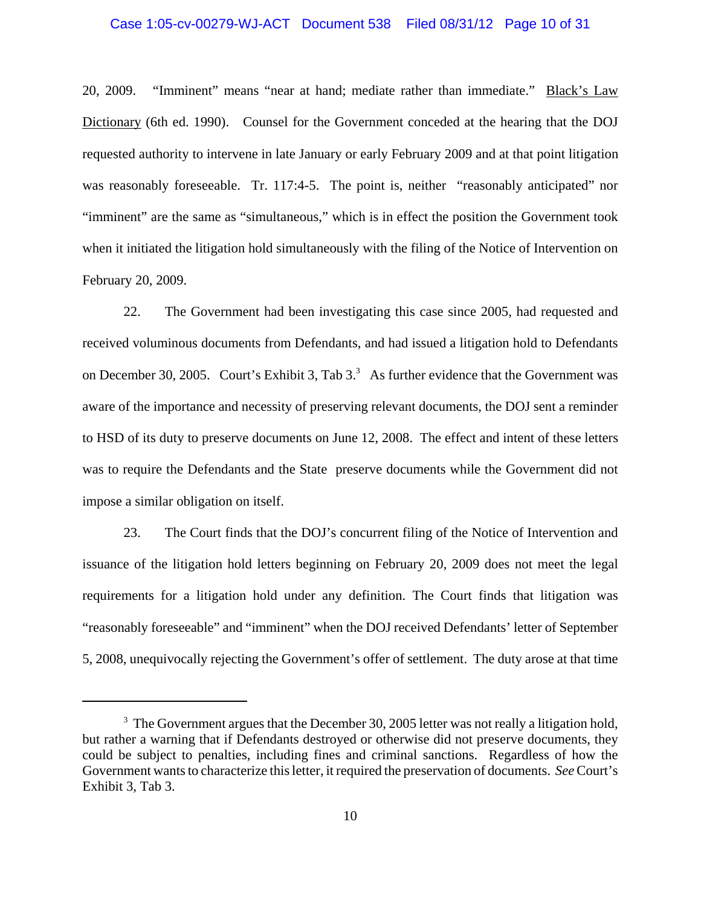20, 2009. "Imminent" means "near at hand; mediate rather than immediate." Black's Law Dictionary (6th ed. 1990). Counsel for the Government conceded at the hearing that the DOJ requested authority to intervene in late January or early February 2009 and at that point litigation was reasonably foreseeable. Tr. 117:4-5. The point is, neither "reasonably anticipated" nor "imminent" are the same as "simultaneous," which is in effect the position the Government took when it initiated the litigation hold simultaneously with the filing of the Notice of Intervention on February 20, 2009.

22. The Government had been investigating this case since 2005, had requested and received voluminous documents from Defendants, and had issued a litigation hold to Defendants on December 30, 2005. Court's Exhibit 3, Tab 3.[3] As further evidence that the Government was aware of the importance and necessity of preserving relevant documents, the DOJ sent a reminder to HSD of its duty to preserve documents on June 12, 2008. The effect and intent of these letters was to require the Defendants and the State preserve documents while the Government did not impose a similar obligation on itself.

23. The Court finds that the DOJ's concurrent filing of the Notice of Intervention and issuance of the litigation hold letters beginning on February 20, 2009 does not meet the legal requirements for a litigation hold under any definition. The Court finds that litigation was "reasonably foreseeable" and "imminent" when the DOJ received Defendants' letter of September 5, 2008, unequivocally rejecting the Government's offer of settlement. The duty arose at that time

[3] The Government argues that the December 30, 2005 letter was not really a litigation hold, but rather a warning that if Defendants destroyed or otherwise did not preserve documents, they could be subject to penalties, including fines and criminal sanctions. Regardless of how the Government wants to characterize this letter, it required the preservation of documents. *See* Court's Exhibit 3, Tab 3.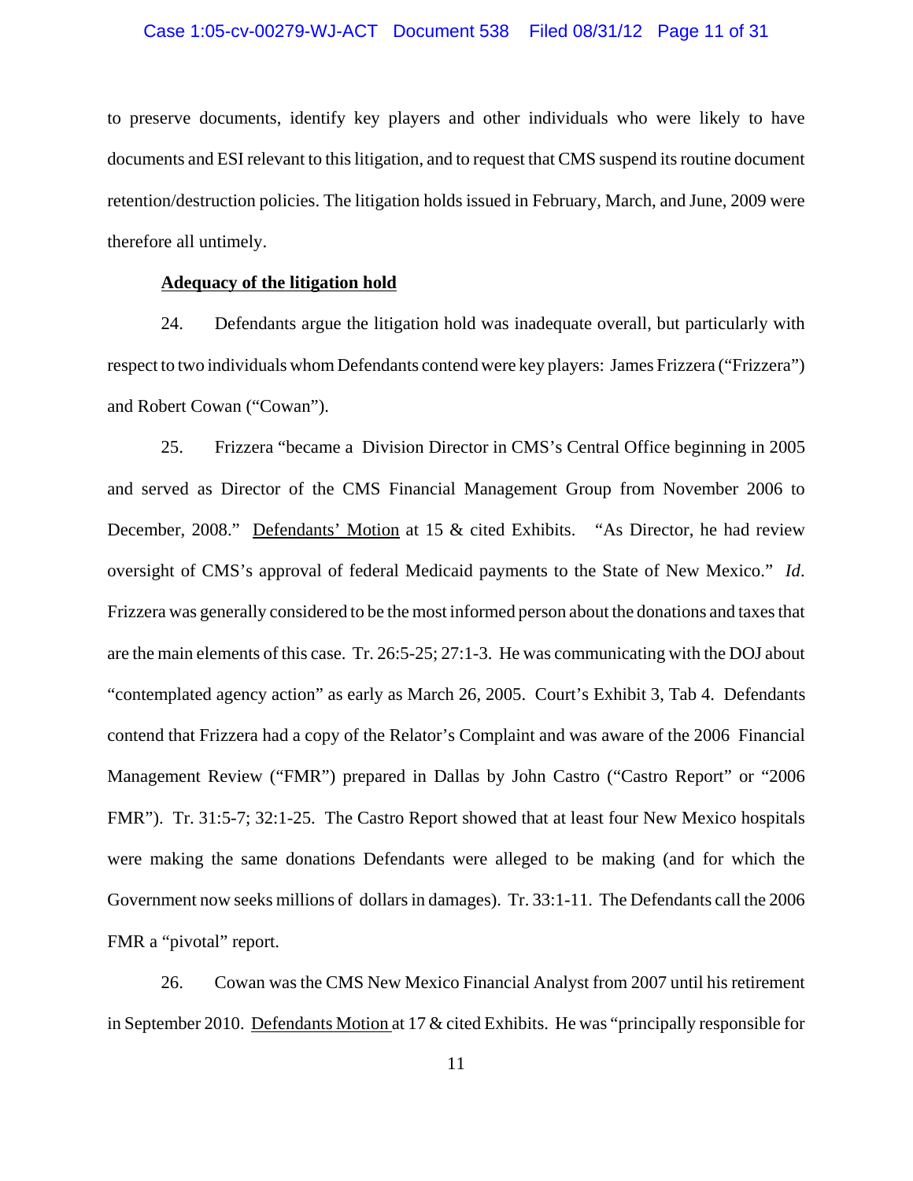to preserve documents, identify key players and other individuals who were likely to have documents and ESI relevant to this litigation, and to request that CMS suspend its routine document retention/destruction policies. The litigation holds issued in February, March, and June, 2009 were therefore all untimely.

**Adequacy of the litigation hold**

24. Defendants argue the litigation hold was inadequate overall, but particularly with respect to two individuals whom Defendants contend were key players: James Frizzera ("Frizzera") and Robert Cowan ("Cowan").

25. Frizzera "became a Division Director in CMS's Central Office beginning in 2005 and served as Director of the CMS Financial Management Group from November 2006 to December, 2008." Defendants' Motion at 15 & cited Exhibits. "As Director, he had review oversight of CMS's approval of federal Medicaid payments to the State of New Mexico." *Id*. Frizzera was generally considered to be the most informed person about the donations and taxes that are the main elements of this case. Tr. 26:5-25; 27:1-3. He was communicating with the DOJ about "contemplated agency action" as early as March 26, 2005. Court's Exhibit 3, Tab 4. Defendants contend that Frizzera had a copy of the Relator's Complaint and was aware of the 2006 Financial Management Review ("FMR") prepared in Dallas by John Castro ("Castro Report" or "2006 FMR"). Tr. 31:5-7; 32:1-25. The Castro Report showed that at least four New Mexico hospitals were making the same donations Defendants were alleged to be making (and for which the Government now seeks millions of dollars in damages). Tr. 33:1-11. The Defendants call the 2006 FMR a "pivotal" report.

26. Cowan was the CMS New Mexico Financial Analyst from 2007 until his retirement in September 2010. Defendants Motion at 17 & cited Exhibits. He was "principally responsible for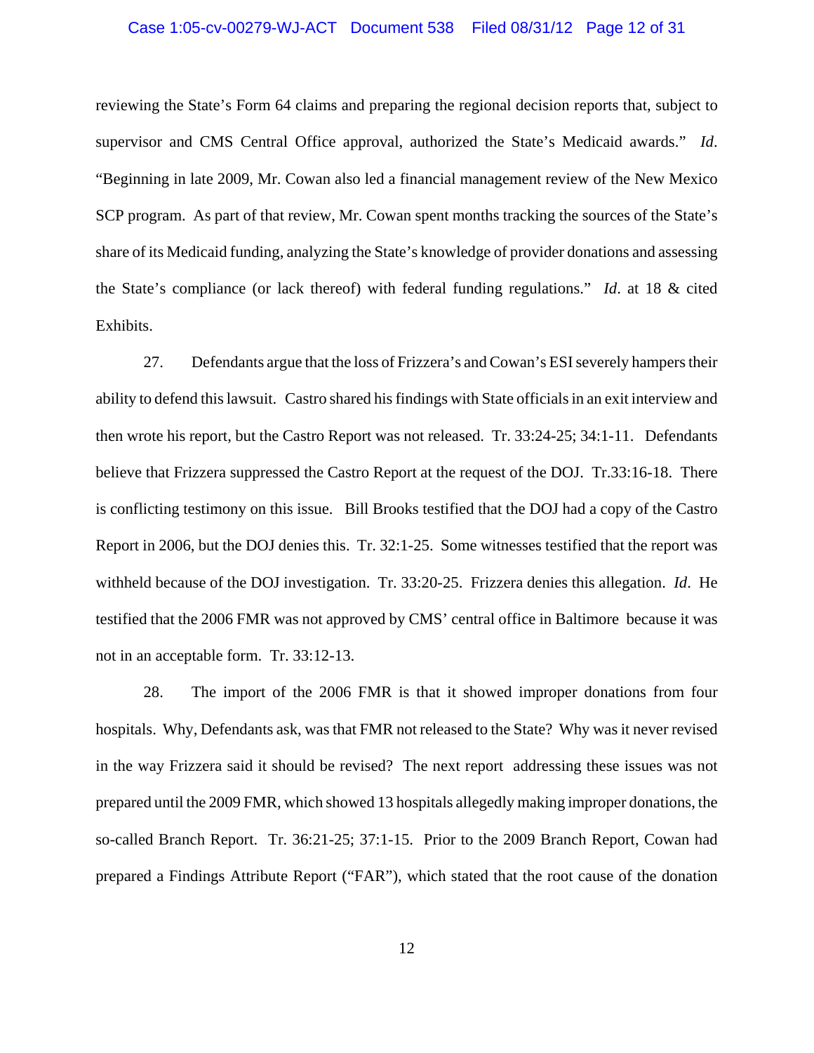reviewing the State's Form 64 claims and preparing the regional decision reports that, subject to supervisor and CMS Central Office approval, authorized the State's Medicaid awards." *Id*. "Beginning in late 2009, Mr. Cowan also led a financial management review of the New Mexico SCP program. As part of that review, Mr. Cowan spent months tracking the sources of the State's share of its Medicaid funding, analyzing the State's knowledge of provider donations and assessing the State's compliance (or lack thereof) with federal funding regulations." *Id*. at 18 & cited Exhibits.

27. Defendants argue that the loss of Frizzera's and Cowan's ESI severely hampers their ability to defend this lawsuit. Castro shared his findings with State officials in an exit interview and then wrote his report, but the Castro Report was not released. Tr. 33:24-25; 34:1-11. Defendants believe that Frizzera suppressed the Castro Report at the request of the DOJ. Tr.33:16-18. There is conflicting testimony on this issue. Bill Brooks testified that the DOJ had a copy of the Castro Report in 2006, but the DOJ denies this. Tr. 32:1-25. Some witnesses testified that the report was withheld because of the DOJ investigation. Tr. 33:20-25. Frizzera denies this allegation. *Id*. He testified that the 2006 FMR was not approved by CMS' central office in Baltimore because it was not in an acceptable form. Tr. 33:12-13.

28. The import of the 2006 FMR is that it showed improper donations from four hospitals. Why, Defendants ask, was that FMR not released to the State? Why was it never revised in the way Frizzera said it should be revised? The next report addressing these issues was not prepared until the 2009 FMR, which showed 13 hospitals allegedly making improper donations, the so-called Branch Report. Tr. 36:21-25; 37:1-15. Prior to the 2009 Branch Report, Cowan had prepared a Findings Attribute Report ("FAR"), which stated that the root cause of the donation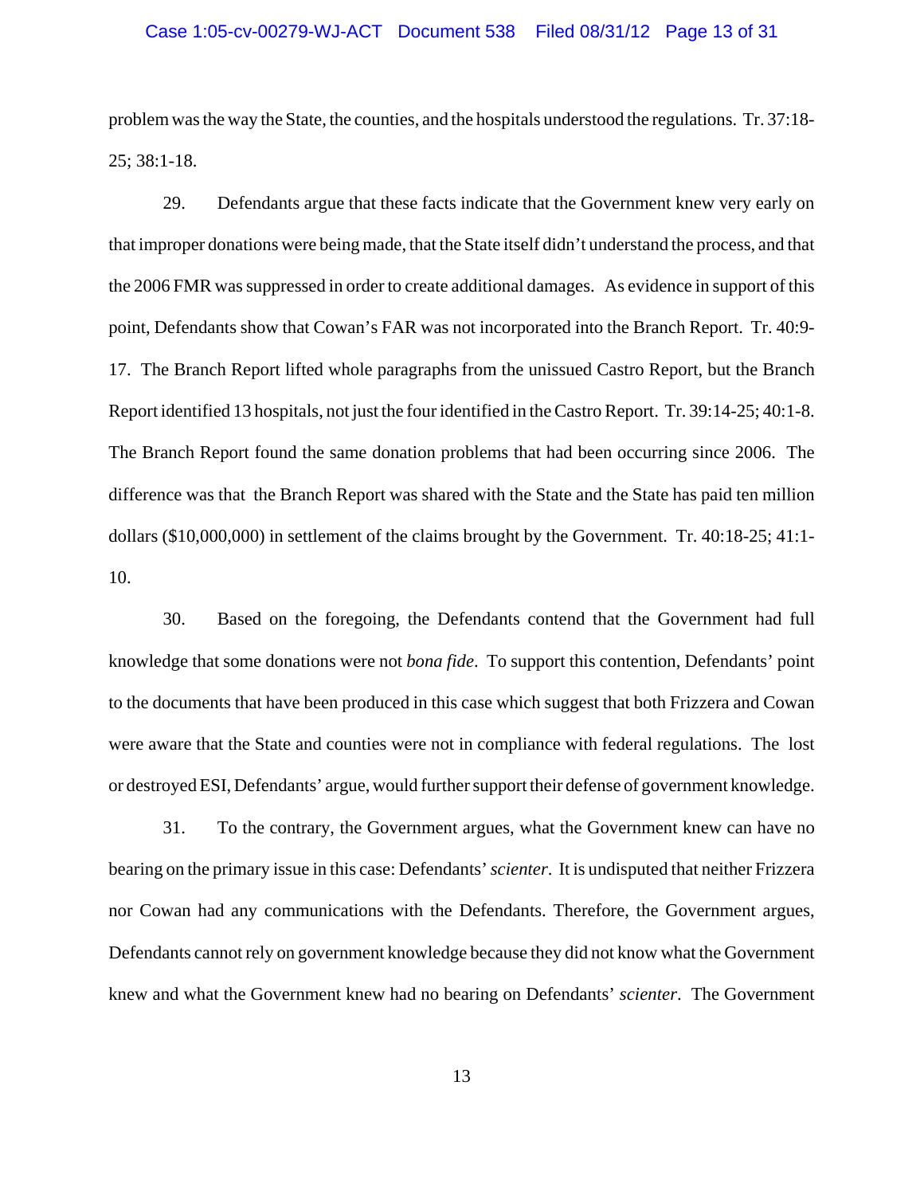problem was the way the State, the counties, and the hospitals understood the regulations. Tr. 37:18-25; 38:1-18.

29. Defendants argue that these facts indicate that the Government knew very early on that improper donations were being made, that the State itself didn't understand the process, and that the 2006 FMR was suppressed in order to create additional damages. As evidence in support of this point, Defendants show that Cowan's FAR was not incorporated into the Branch Report. Tr. 40:9-17. The Branch Report lifted whole paragraphs from the unissued Castro Report, but the Branch Report identified 13 hospitals, not just the four identified in the Castro Report. Tr. 39:14-25; 40:1-8. The Branch Report found the same donation problems that had been occurring since 2006. The difference was that the Branch Report was shared with the State and the State has paid ten million dollars ($10,000,000) in settlement of the claims brought by the Government. Tr. 40:18-25; 41:1-10.

30. Based on the foregoing, the Defendants contend that the Government had full knowledge that some donations were not *bona fide*. To support this contention, Defendants' point to the documents that have been produced in this case which suggest that both Frizzera and Cowan were aware that the State and counties were not in compliance with federal regulations. The lost or destroyed ESI, Defendants' argue, would further support their defense of government knowledge.

31. To the contrary, the Government argues, what the Government knew can have no bearing on the primary issue in this case: Defendants' *scienter*. It is undisputed that neither Frizzera nor Cowan had any communications with the Defendants. Therefore, the Government argues, Defendants cannot rely on government knowledge because they did not know what the Government knew and what the Government knew had no bearing on Defendants' *scienter*. The Government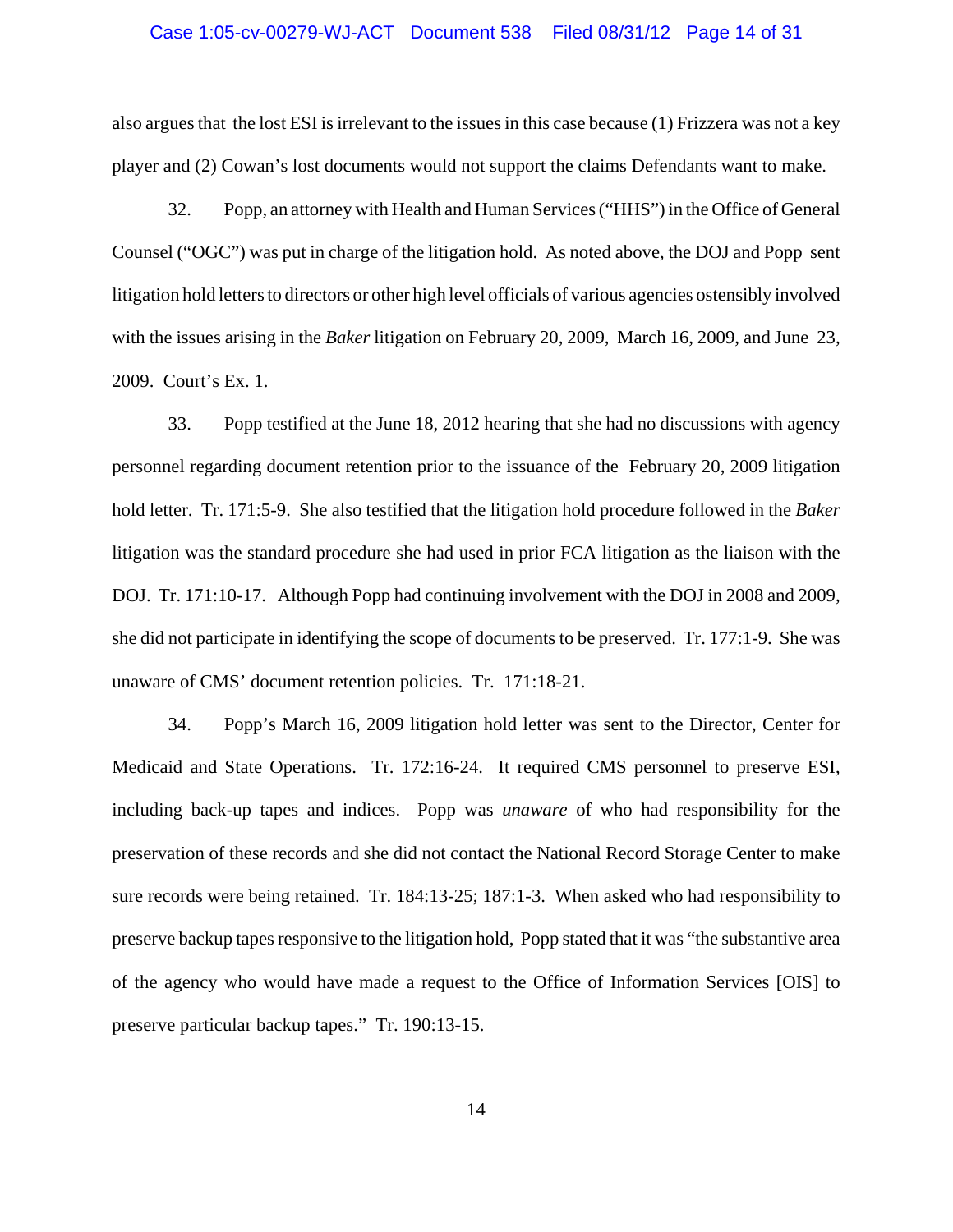also argues that the lost ESI is irrelevant to the issues in this case because (1) Frizzera was not a key player and (2) Cowan's lost documents would not support the claims Defendants want to make.

32. Popp, an attorney with Health and Human Services ("HHS") in the Office of General Counsel ("OGC") was put in charge of the litigation hold. As noted above, the DOJ and Popp sent litigation hold letters to directors or other high level officials of various agencies ostensibly involved with the issues arising in the *Baker* litigation on February 20, 2009, March 16, 2009, and June 23, 2009. Court's Ex. 1.

33. Popp testified at the June 18, 2012 hearing that she had no discussions with agency personnel regarding document retention prior to the issuance of the February 20, 2009 litigation hold letter. Tr. 171:5-9. She also testified that the litigation hold procedure followed in the *Baker* litigation was the standard procedure she had used in prior FCA litigation as the liaison with the DOJ. Tr. 171:10-17. Although Popp had continuing involvement with the DOJ in 2008 and 2009, she did not participate in identifying the scope of documents to be preserved. Tr. 177:1-9. She was unaware of CMS' document retention policies. Tr. 171:18-21.

34. Popp's March 16, 2009 litigation hold letter was sent to the Director, Center for Medicaid and State Operations. Tr. 172:16-24. It required CMS personnel to preserve ESI, including back-up tapes and indices. Popp was *unaware* of who had responsibility for the preservation of these records and she did not contact the National Record Storage Center to make sure records were being retained. Tr. 184:13-25; 187:1-3. When asked who had responsibility to preserve backup tapes responsive to the litigation hold, Popp stated that it was "the substantive area of the agency who would have made a request to the Office of Information Services [OIS] to preserve particular backup tapes." Tr. 190:13-15.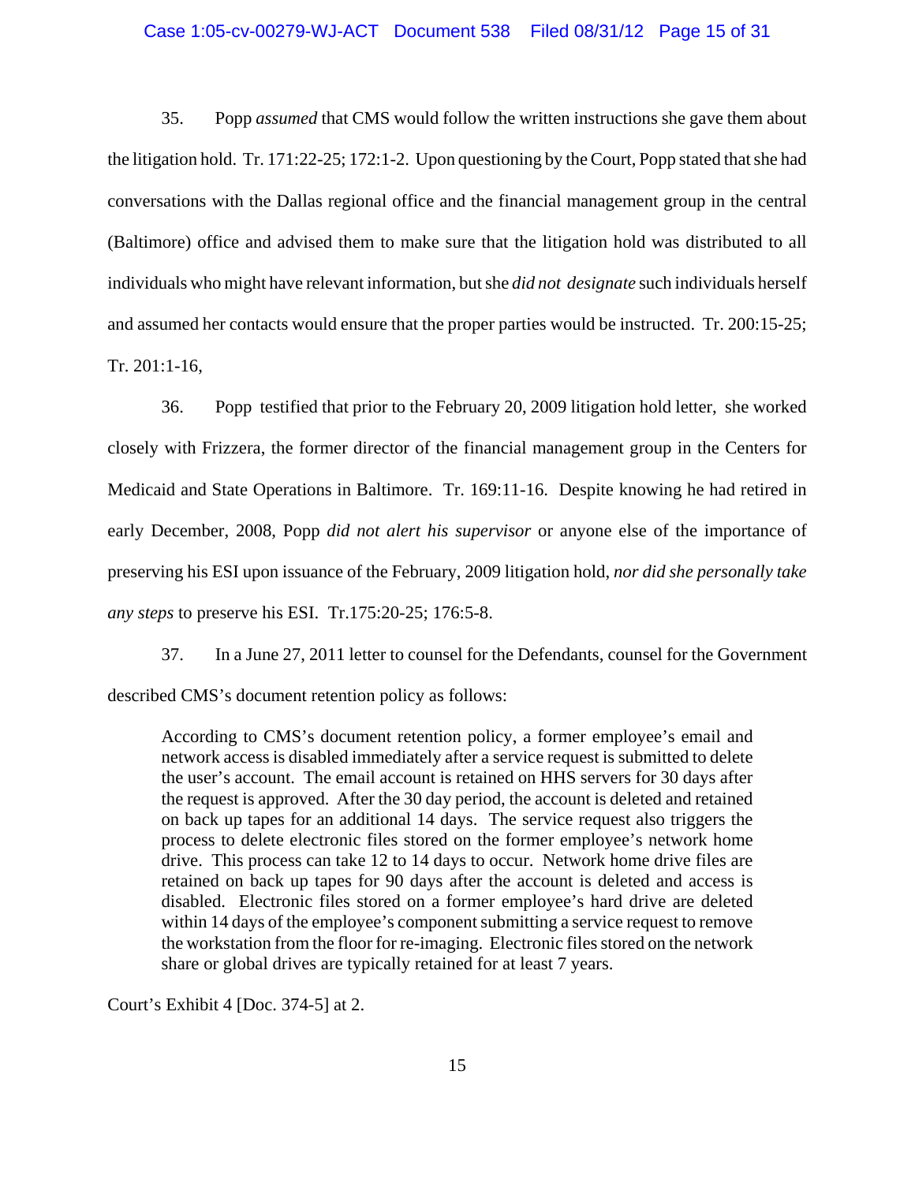35. Popp *assumed* that CMS would follow the written instructions she gave them about the litigation hold. Tr. 171:22-25; 172:1-2. Upon questioning by the Court, Popp stated that she had conversations with the Dallas regional office and the financial management group in the central (Baltimore) office and advised them to make sure that the litigation hold was distributed to all individuals who might have relevant information, but she *did not designate* such individuals herself and assumed her contacts would ensure that the proper parties would be instructed. Tr. 200:15-25; Tr. 201:1-16,

36. Popp testified that prior to the February 20, 2009 litigation hold letter, she worked closely with Frizzera, the former director of the financial management group in the Centers for Medicaid and State Operations in Baltimore. Tr. 169:11-16. Despite knowing he had retired in early December, 2008, Popp *did not alert his supervisor* or anyone else of the importance of preserving his ESI upon issuance of the February, 2009 litigation hold, *nor did she personally take any steps* to preserve his ESI. Tr.175:20-25; 176:5-8.

37. In a June 27, 2011 letter to counsel for the Defendants, counsel for the Government described CMS's document retention policy as follows:

> According to CMS's document retention policy, a former employee's email and network access is disabled immediately after a service request is submitted to delete the user's account. The email account is retained on HHS servers for 30 days after the request is approved. After the 30 day period, the account is deleted and retained on back up tapes for an additional 14 days. The service request also triggers the process to delete electronic files stored on the former employee's network home drive. This process can take 12 to 14 days to occur. Network home drive files are retained on back up tapes for 90 days after the account is deleted and access is disabled. Electronic files stored on a former employee's hard drive are deleted within 14 days of the employee's component submitting a service request to remove the workstation from the floor for re-imaging. Electronic files stored on the network share or global drives are typically retained for at least 7 years.

Court's Exhibit 4 [Doc. 374-5] at 2.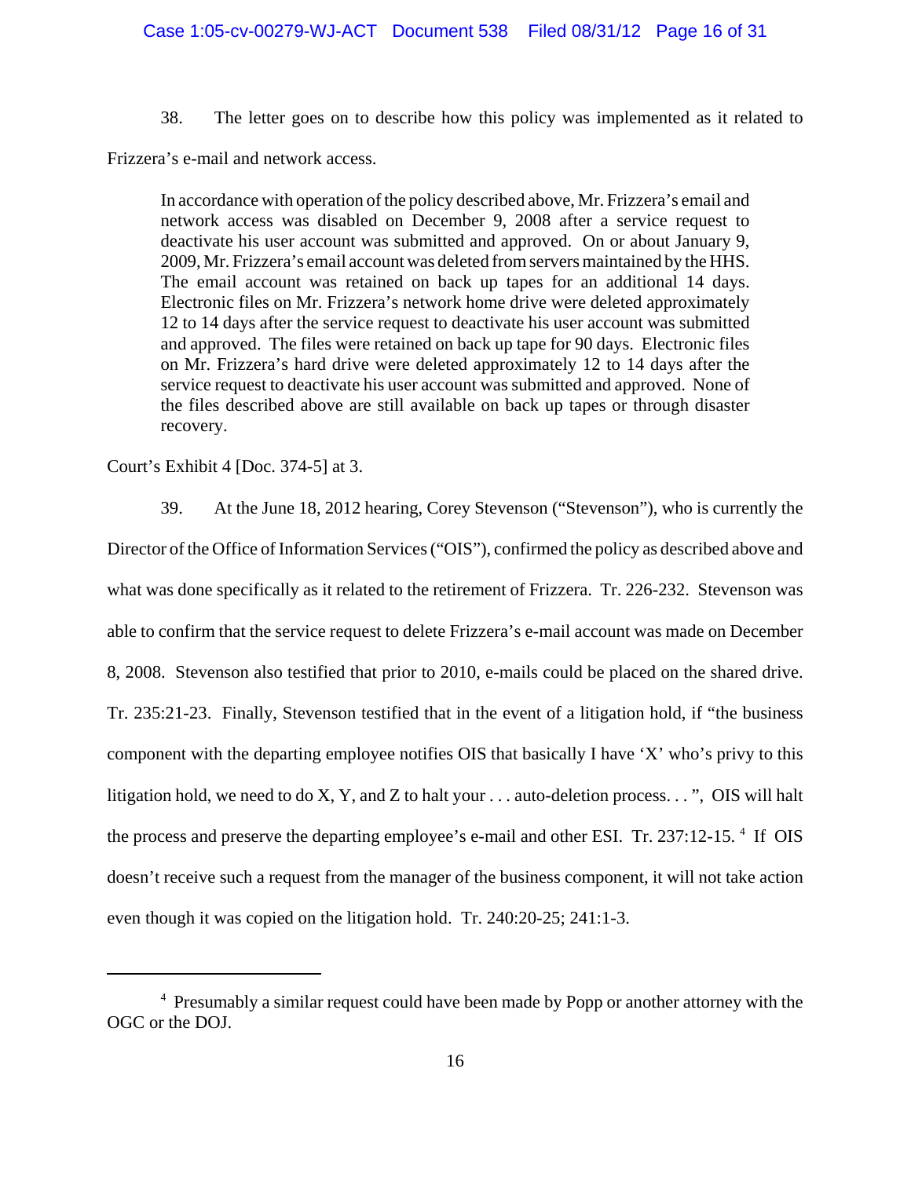38. The letter goes on to describe how this policy was implemented as it related to Frizzera's e-mail and network access.

> In accordance with operation of the policy described above, Mr. Frizzera's email and network access was disabled on December 9, 2008 after a service request to deactivate his user account was submitted and approved. On or about January 9, 2009, Mr. Frizzera's email account was deleted from servers maintained by the HHS. The email account was retained on back up tapes for an additional 14 days. Electronic files on Mr. Frizzera's network home drive were deleted approximately 12 to 14 days after the service request to deactivate his user account was submitted and approved. The files were retained on back up tape for 90 days. Electronic files on Mr. Frizzera's hard drive were deleted approximately 12 to 14 days after the service request to deactivate his user account was submitted and approved. None of the files described above are still available on back up tapes or through disaster recovery.

Court's Exhibit 4 [Doc. 374-5] at 3.

39. At the June 18, 2012 hearing, Corey Stevenson ("Stevenson"), who is currently the Director of the Office of Information Services ("OIS"), confirmed the policy as described above and what was done specifically as it related to the retirement of Frizzera. Tr. 226-232. Stevenson was able to confirm that the service request to delete Frizzera's e-mail account was made on December 8, 2008. Stevenson also testified that prior to 2010, e-mails could be placed on the shared drive. Tr. 235:21-23. Finally, Stevenson testified that in the event of a litigation hold, if "the business component with the departing employee notifies OIS that basically I have 'X' who's privy to this litigation hold, we need to do X, Y, and Z to halt your . . . auto-deletion process. . . ", OIS will halt the process and preserve the departing employee's e-mail and other ESI. Tr. 237:12-15. [4] If OIS doesn't receive such a request from the manager of the business component, it will not take action even though it was copied on the litigation hold. Tr. 240:20-25; 241:1-3.

---

[4] Presumably a similar request could have been made by Popp or another attorney with the OGC or the DOJ.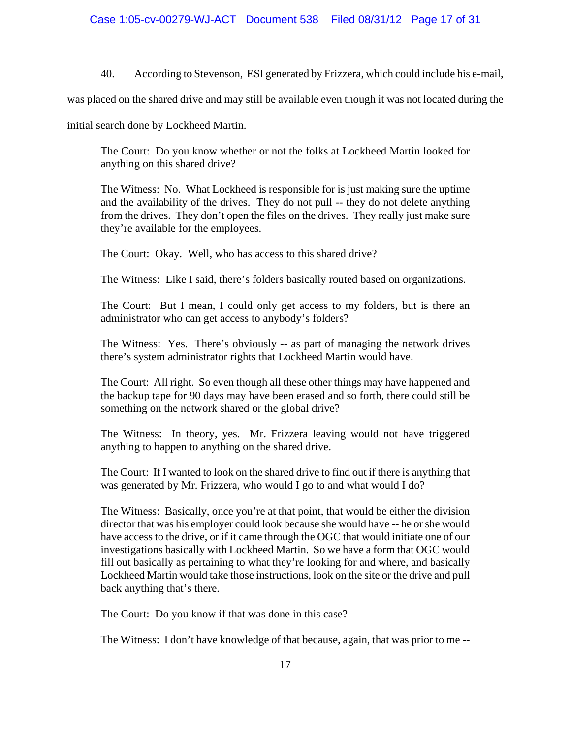40. According to Stevenson, ESI generated by Frizzera, which could include his e-mail, was placed on the shared drive and may still be available even though it was not located during the initial search done by Lockheed Martin.

> The Court: Do you know whether or not the folks at Lockheed Martin looked for anything on this shared drive?
>
> The Witness: No. What Lockheed is responsible for is just making sure the uptime and the availability of the drives. They do not pull -- they do not delete anything from the drives. They don't open the files on the drives. They really just make sure they're available for the employees.
>
> The Court: Okay. Well, who has access to this shared drive?
>
> The Witness: Like I said, there's folders basically routed based on organizations.
>
> The Court: But I mean, I could only get access to my folders, but is there an administrator who can get access to anybody's folders?
>
> The Witness: Yes. There's obviously -- as part of managing the network drives there's system administrator rights that Lockheed Martin would have.
>
> The Court: All right. So even though all these other things may have happened and the backup tape for 90 days may have been erased and so forth, there could still be something on the network shared or the global drive?
>
> The Witness: In theory, yes. Mr. Frizzera leaving would not have triggered anything to happen to anything on the shared drive.
>
> The Court: If I wanted to look on the shared drive to find out if there is anything that was generated by Mr. Frizzera, who would I go to and what would I do?
>
> The Witness: Basically, once you're at that point, that would be either the division director that was his employer could look because she would have -- he or she would have access to the drive, or if it came through the OGC that would initiate one of our investigations basically with Lockheed Martin. So we have a form that OGC would fill out basically as pertaining to what they're looking for and where, and basically Lockheed Martin would take those instructions, look on the site or the drive and pull back anything that's there.
>
> The Court: Do you know if that was done in this case?
>
> The Witness: I don't have knowledge of that because, again, that was prior to me --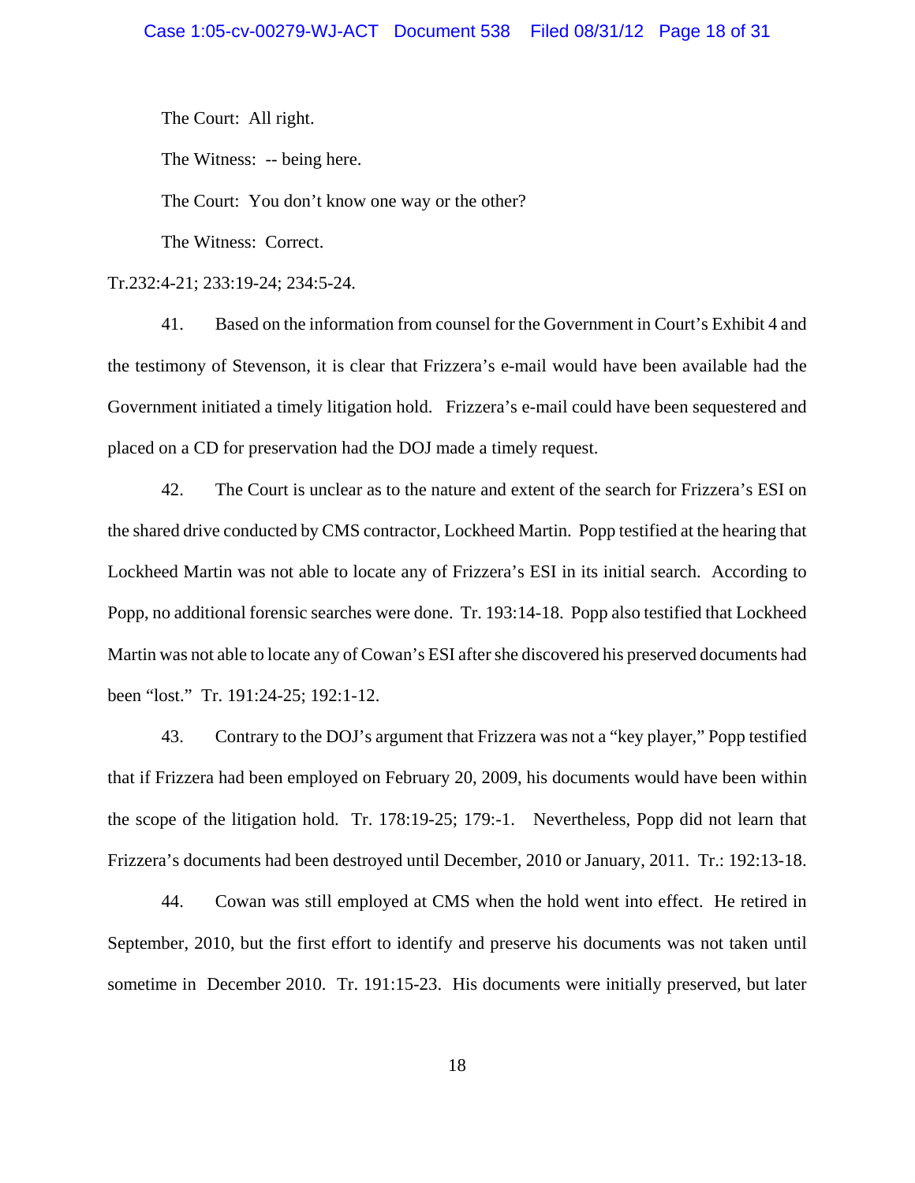The Court: All right.

The Witness: -- being here.

The Court: You don't know one way or the other?

The Witness: Correct.

Tr.232:4-21; 233:19-24; 234:5-24.

41. Based on the information from counsel for the Government in Court's Exhibit 4 and the testimony of Stevenson, it is clear that Frizzera's e-mail would have been available had the Government initiated a timely litigation hold. Frizzera's e-mail could have been sequestered and placed on a CD for preservation had the DOJ made a timely request.

42. The Court is unclear as to the nature and extent of the search for Frizzera's ESI on the shared drive conducted by CMS contractor, Lockheed Martin. Popp testified at the hearing that Lockheed Martin was not able to locate any of Frizzera's ESI in its initial search. According to Popp, no additional forensic searches were done. Tr. 193:14-18. Popp also testified that Lockheed Martin was not able to locate any of Cowan's ESI after she discovered his preserved documents had been "lost." Tr. 191:24-25; 192:1-12.

43. Contrary to the DOJ's argument that Frizzera was not a "key player," Popp testified that if Frizzera had been employed on February 20, 2009, his documents would have been within the scope of the litigation hold. Tr. 178:19-25; 179:-1. Nevertheless, Popp did not learn that Frizzera's documents had been destroyed until December, 2010 or January, 2011. Tr.: 192:13-18.

44. Cowan was still employed at CMS when the hold went into effect. He retired in September, 2010, but the first effort to identify and preserve his documents was not taken until sometime in December 2010. Tr. 191:15-23. His documents were initially preserved, but later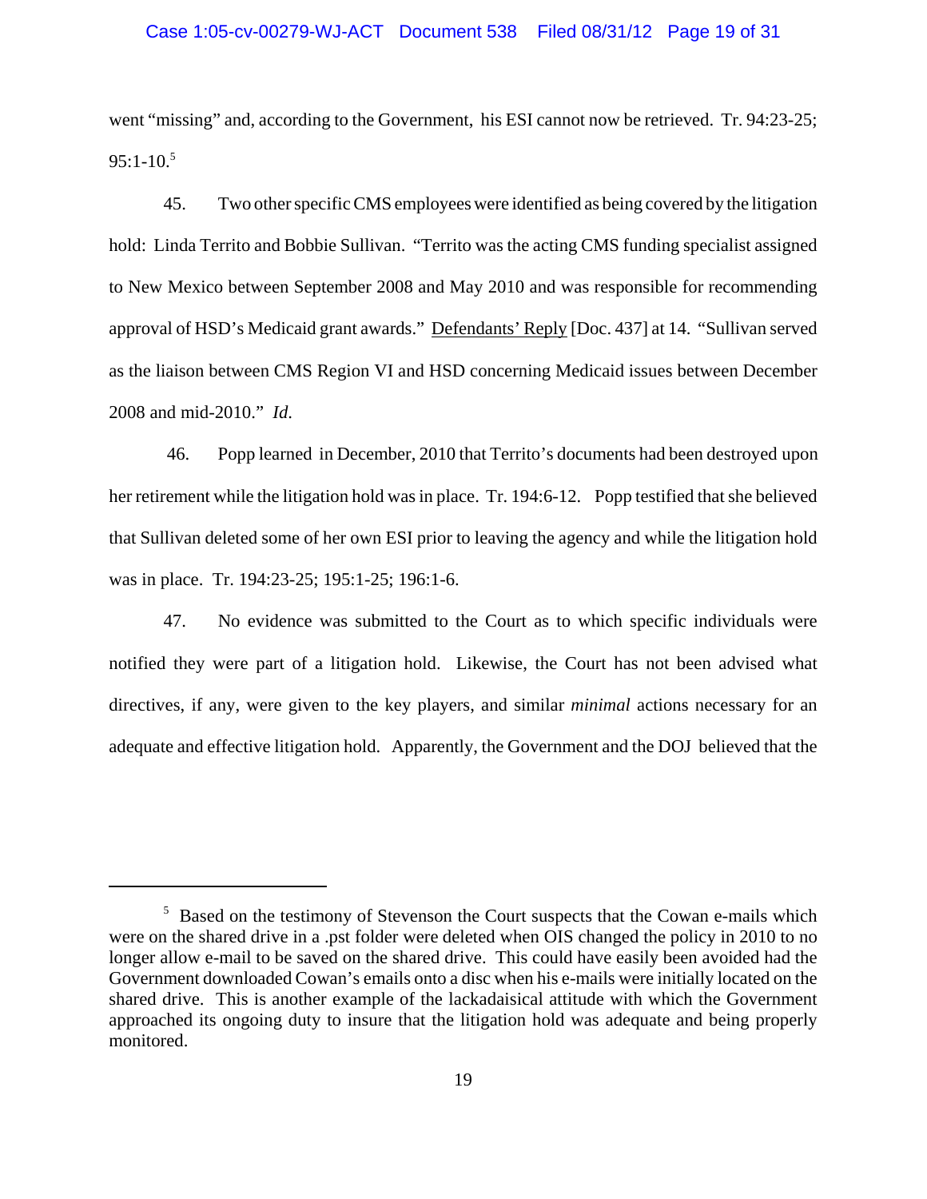went "missing" and, according to the Government, his ESI cannot now be retrieved. Tr. 94:23-25; 95:1-10.[5]

45. Two other specific CMS employees were identified as being covered by the litigation hold: Linda Territo and Bobbie Sullivan. "Territo was the acting CMS funding specialist assigned to New Mexico between September 2008 and May 2010 and was responsible for recommending approval of HSD's Medicaid grant awards." Defendants' Reply [Doc. 437] at 14. "Sullivan served as the liaison between CMS Region VI and HSD concerning Medicaid issues between December 2008 and mid-2010." *Id.*

46. Popp learned in December, 2010 that Territo's documents had been destroyed upon her retirement while the litigation hold was in place. Tr. 194:6-12. Popp testified that she believed that Sullivan deleted some of her own ESI prior to leaving the agency and while the litigation hold was in place. Tr. 194:23-25; 195:1-25; 196:1-6.

47. No evidence was submitted to the Court as to which specific individuals were notified they were part of a litigation hold. Likewise, the Court has not been advised what directives, if any, were given to the key players, and similar *minimal* actions necessary for an adequate and effective litigation hold. Apparently, the Government and the DOJ believed that the

---

[5] Based on the testimony of Stevenson the Court suspects that the Cowan e-mails which were on the shared drive in a .pst folder were deleted when OIS changed the policy in 2010 to no longer allow e-mail to be saved on the shared drive. This could have easily been avoided had the Government downloaded Cowan's emails onto a disc when his e-mails were initially located on the shared drive. This is another example of the lackadaisical attitude with which the Government approached its ongoing duty to insure that the litigation hold was adequate and being properly monitored.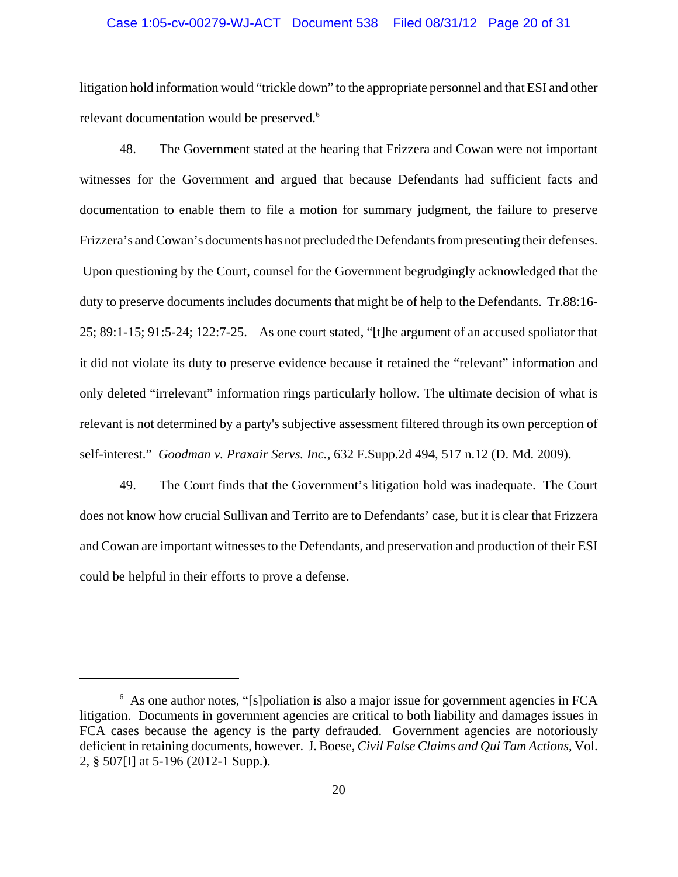litigation hold information would "trickle down" to the appropriate personnel and that ESI and other relevant documentation would be preserved.[6]

48. The Government stated at the hearing that Frizzera and Cowan were not important witnesses for the Government and argued that because Defendants had sufficient facts and documentation to enable them to file a motion for summary judgment, the failure to preserve Frizzera's and Cowan's documents has not precluded the Defendants from presenting their defenses. Upon questioning by the Court, counsel for the Government begrudgingly acknowledged that the duty to preserve documents includes documents that might be of help to the Defendants. Tr.88:16-25; 89:1-15; 91:5-24; 122:7-25. As one court stated, "[t]he argument of an accused spoliator that it did not violate its duty to preserve evidence because it retained the "relevant" information and only deleted "irrelevant" information rings particularly hollow. The ultimate decision of what is relevant is not determined by a party's subjective assessment filtered through its own perception of self-interest." *Goodman v. Praxair Servs. Inc.*, 632 F.Supp.2d 494, 517 n.12 (D. Md. 2009).

49. The Court finds that the Government's litigation hold was inadequate. The Court does not know how crucial Sullivan and Territo are to Defendants' case, but it is clear that Frizzera and Cowan are important witnesses to the Defendants, and preservation and production of their ESI could be helpful in their efforts to prove a defense.

---

[6] As one author notes, "[s]poliation is also a major issue for government agencies in FCA litigation. Documents in government agencies are critical to both liability and damages issues in FCA cases because the agency is the party defrauded. Government agencies are notoriously deficient in retaining documents, however. J. Boese, *Civil False Claims and Qui Tam Actions*, Vol. 2, § 507[I] at 5-196 (2012-1 Supp.).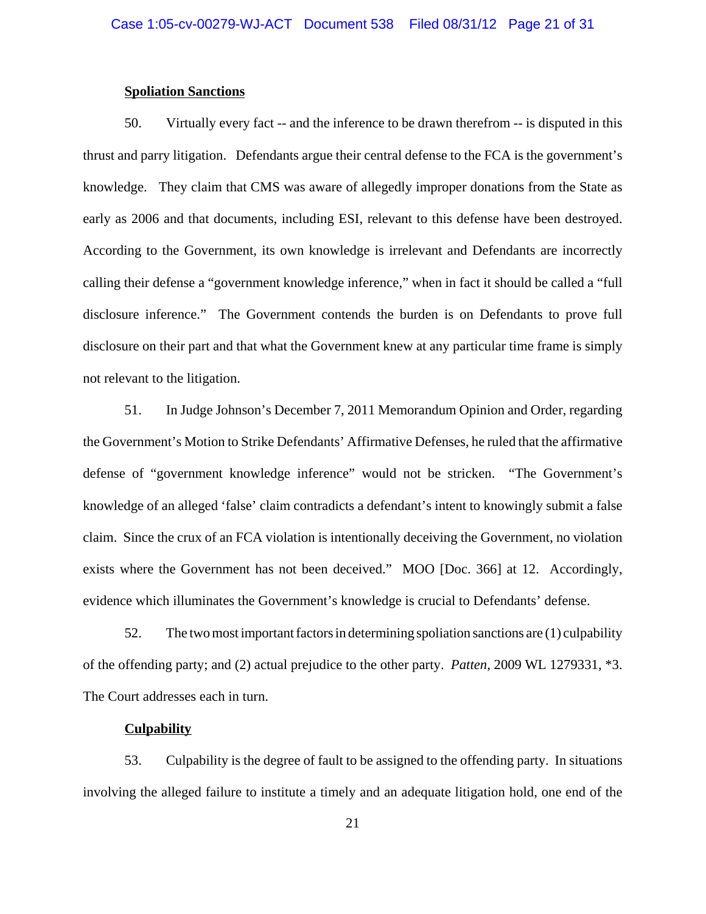**Spoliation Sanctions**

50. Virtually every fact -- and the inference to be drawn therefrom -- is disputed in this thrust and parry litigation. Defendants argue their central defense to the FCA is the government's knowledge. They claim that CMS was aware of allegedly improper donations from the State as early as 2006 and that documents, including ESI, relevant to this defense have been destroyed. According to the Government, its own knowledge is irrelevant and Defendants are incorrectly calling their defense a "government knowledge inference," when in fact it should be called a "full disclosure inference." The Government contends the burden is on Defendants to prove full disclosure on their part and that what the Government knew at any particular time frame is simply not relevant to the litigation.

51. In Judge Johnson's December 7, 2011 Memorandum Opinion and Order, regarding the Government's Motion to Strike Defendants' Affirmative Defenses, he ruled that the affirmative defense of "government knowledge inference" would not be stricken. "The Government's knowledge of an alleged 'false' claim contradicts a defendant's intent to knowingly submit a false claim. Since the crux of an FCA violation is intentionally deceiving the Government, no violation exists where the Government has not been deceived." MOO [Doc. 366] at 12. Accordingly, evidence which illuminates the Government's knowledge is crucial to Defendants' defense.

52. The two most important factors in determining spoliation sanctions are (1) culpability of the offending party; and (2) actual prejudice to the other party. *Patten*, 2009 WL 1279331, *3. The Court addresses each in turn.

**Culpability**

53. Culpability is the degree of fault to be assigned to the offending party. In situations involving the alleged failure to institute a timely and an adequate litigation hold, one end of the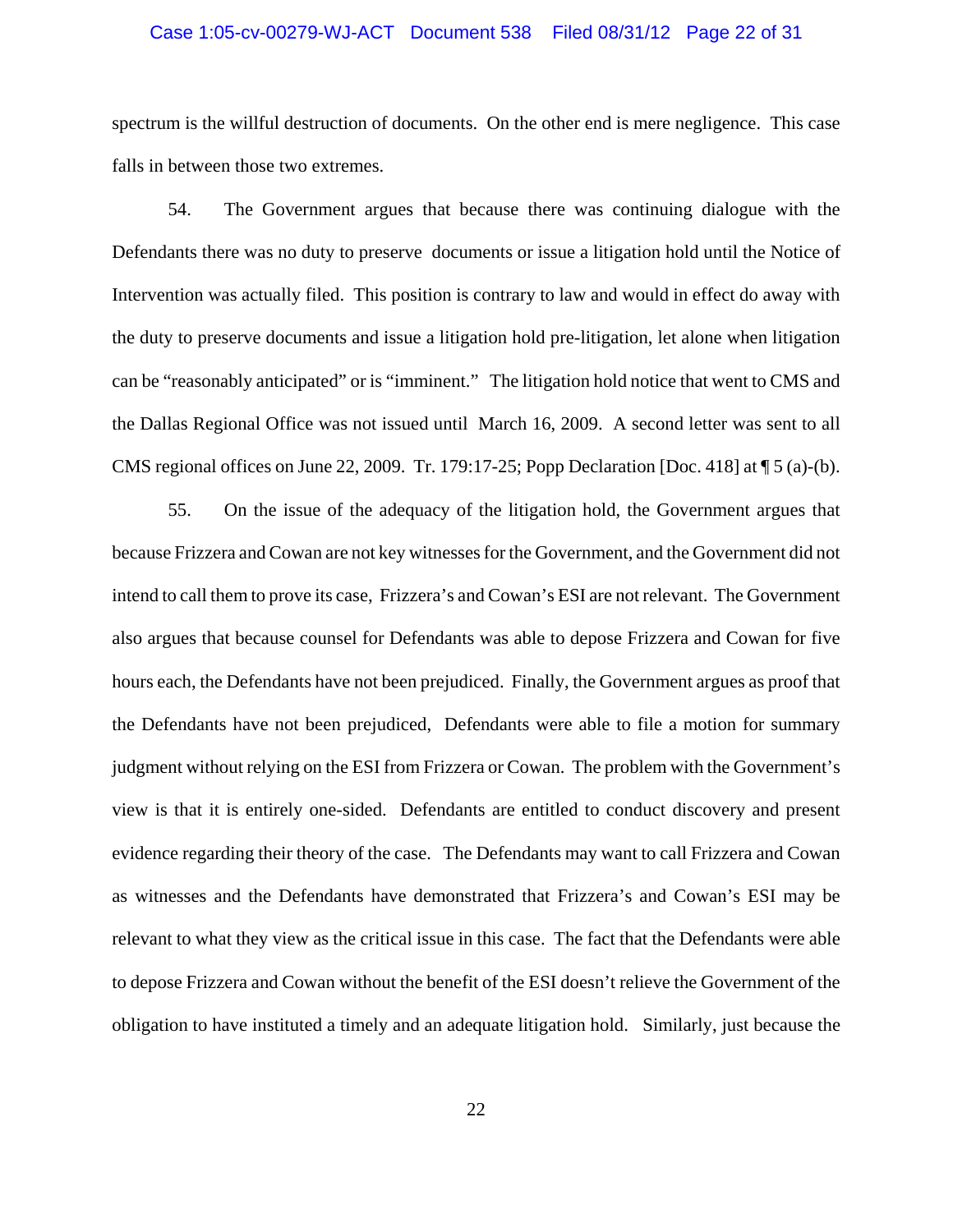spectrum is the willful destruction of documents. On the other end is mere negligence. This case falls in between those two extremes.

54. The Government argues that because there was continuing dialogue with the Defendants there was no duty to preserve documents or issue a litigation hold until the Notice of Intervention was actually filed. This position is contrary to law and would in effect do away with the duty to preserve documents and issue a litigation hold pre-litigation, let alone when litigation can be "reasonably anticipated" or is "imminent." The litigation hold notice that went to CMS and the Dallas Regional Office was not issued until March 16, 2009. A second letter was sent to all CMS regional offices on June 22, 2009. Tr. 179:17-25; Popp Declaration [Doc. 418] at ¶ 5 (a)-(b).

55. On the issue of the adequacy of the litigation hold, the Government argues that because Frizzera and Cowan are not key witnesses for the Government, and the Government did not intend to call them to prove its case, Frizzera's and Cowan's ESI are not relevant. The Government also argues that because counsel for Defendants was able to depose Frizzera and Cowan for five hours each, the Defendants have not been prejudiced. Finally, the Government argues as proof that the Defendants have not been prejudiced, Defendants were able to file a motion for summary judgment without relying on the ESI from Frizzera or Cowan. The problem with the Government's view is that it is entirely one-sided. Defendants are entitled to conduct discovery and present evidence regarding their theory of the case. The Defendants may want to call Frizzera and Cowan as witnesses and the Defendants have demonstrated that Frizzera's and Cowan's ESI may be relevant to what they view as the critical issue in this case. The fact that the Defendants were able to depose Frizzera and Cowan without the benefit of the ESI doesn't relieve the Government of the obligation to have instituted a timely and an adequate litigation hold. Similarly, just because the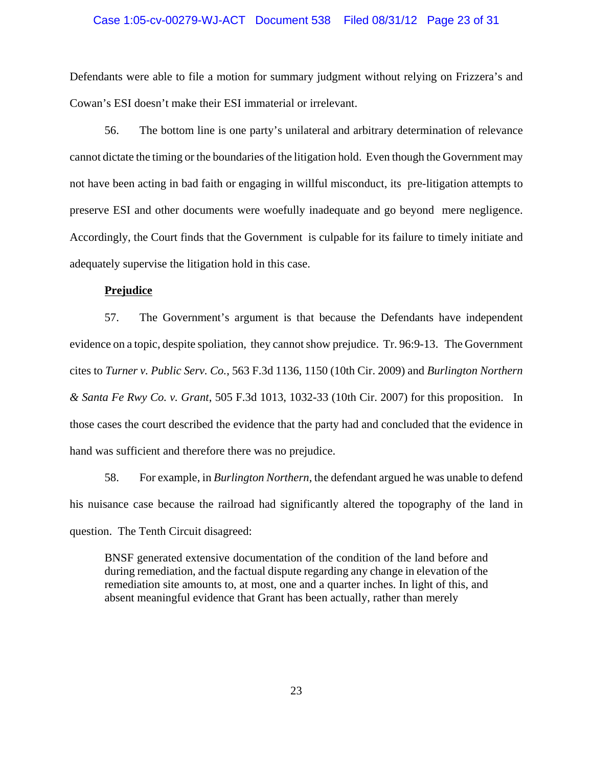Defendants were able to file a motion for summary judgment without relying on Frizzera's and Cowan's ESI doesn't make their ESI immaterial or irrelevant.

56. The bottom line is one party's unilateral and arbitrary determination of relevance cannot dictate the timing or the boundaries of the litigation hold. Even though the Government may not have been acting in bad faith or engaging in willful misconduct, its pre-litigation attempts to preserve ESI and other documents were woefully inadequate and go beyond mere negligence. Accordingly, the Court finds that the Government is culpable for its failure to timely initiate and adequately supervise the litigation hold in this case.

**Prejudice**

57. The Government's argument is that because the Defendants have independent evidence on a topic, despite spoliation, they cannot show prejudice. Tr. 96:9-13. The Government cites to *Turner v. Public Serv. Co.*, 563 F.3d 1136, 1150 (10th Cir. 2009) and *Burlington Northern & Santa Fe Rwy Co. v. Grant*, 505 F.3d 1013, 1032-33 (10th Cir. 2007) for this proposition. In those cases the court described the evidence that the party had and concluded that the evidence in hand was sufficient and therefore there was no prejudice.

58. For example, in *Burlington Northern*, the defendant argued he was unable to defend his nuisance case because the railroad had significantly altered the topography of the land in question. The Tenth Circuit disagreed:

> BNSF generated extensive documentation of the condition of the land before and during remediation, and the factual dispute regarding any change in elevation of the remediation site amounts to, at most, one and a quarter inches. In light of this, and absent meaningful evidence that Grant has been actually, rather than merely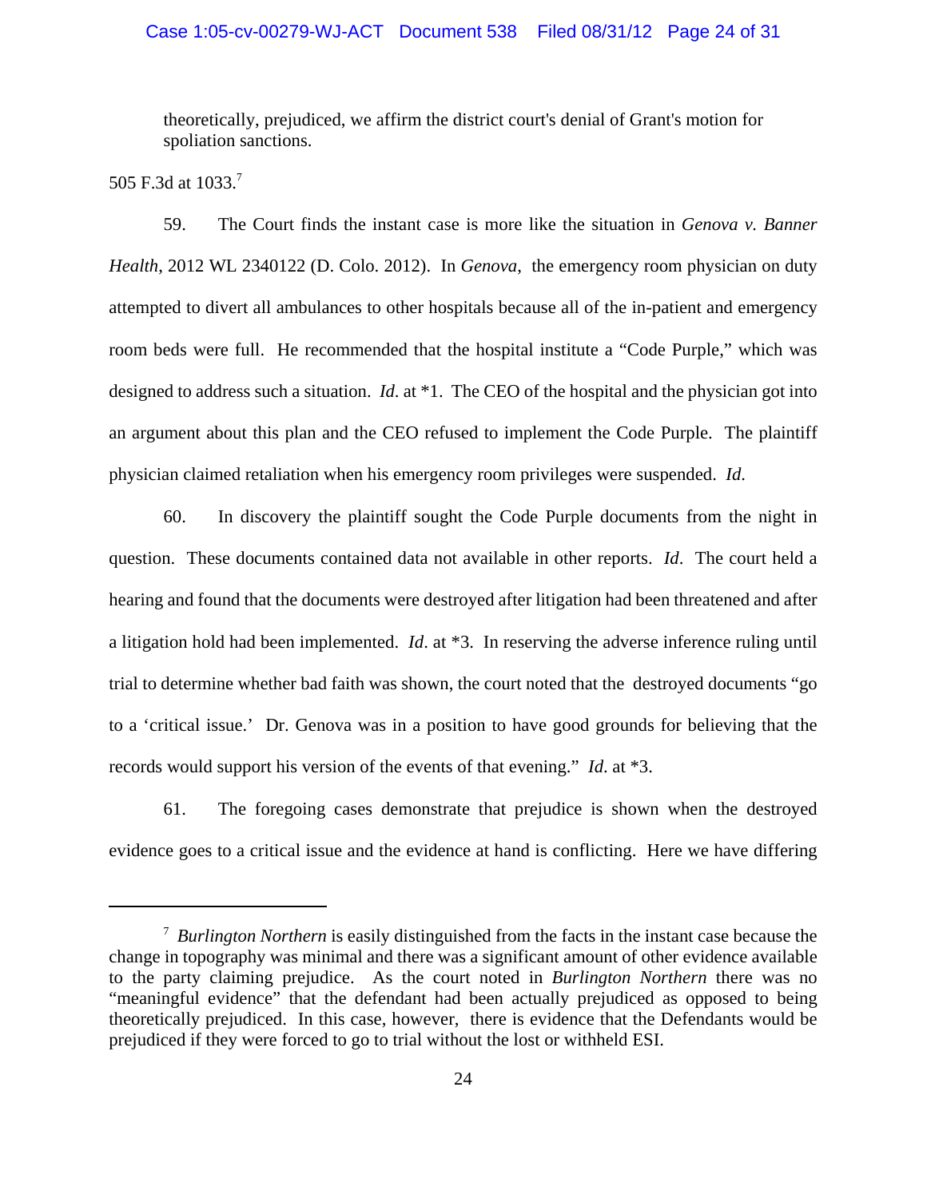theoretically, prejudiced, we affirm the district court's denial of Grant's motion for spoliation sanctions.

505 F.3d at 1033.[7]

59. The Court finds the instant case is more like the situation in *Genova v. Banner Health*, 2012 WL 2340122 (D. Colo. 2012). In *Genova*, the emergency room physician on duty attempted to divert all ambulances to other hospitals because all of the in-patient and emergency room beds were full. He recommended that the hospital institute a "Code Purple," which was designed to address such a situation. *Id*. at *1. The CEO of the hospital and the physician got into an argument about this plan and the CEO refused to implement the Code Purple. The plaintiff physician claimed retaliation when his emergency room privileges were suspended. *Id.*

60. In discovery the plaintiff sought the Code Purple documents from the night in question. These documents contained data not available in other reports. *Id*. The court held a hearing and found that the documents were destroyed after litigation had been threatened and after a litigation hold had been implemented. *Id*. at *3. In reserving the adverse inference ruling until trial to determine whether bad faith was shown, the court noted that the destroyed documents "go to a 'critical issue.' Dr. Genova was in a position to have good grounds for believing that the records would support his version of the events of that evening." *Id.* at *3.

61. The foregoing cases demonstrate that prejudice is shown when the destroyed evidence goes to a critical issue and the evidence at hand is conflicting. Here we have differing

---

[7] *Burlington Northern* is easily distinguished from the facts in the instant case because the change in topography was minimal and there was a significant amount of other evidence available to the party claiming prejudice. As the court noted in *Burlington Northern* there was no "meaningful evidence" that the defendant had been actually prejudiced as opposed to being theoretically prejudiced. In this case, however, there is evidence that the Defendants would be prejudiced if they were forced to go to trial without the lost or withheld ESI.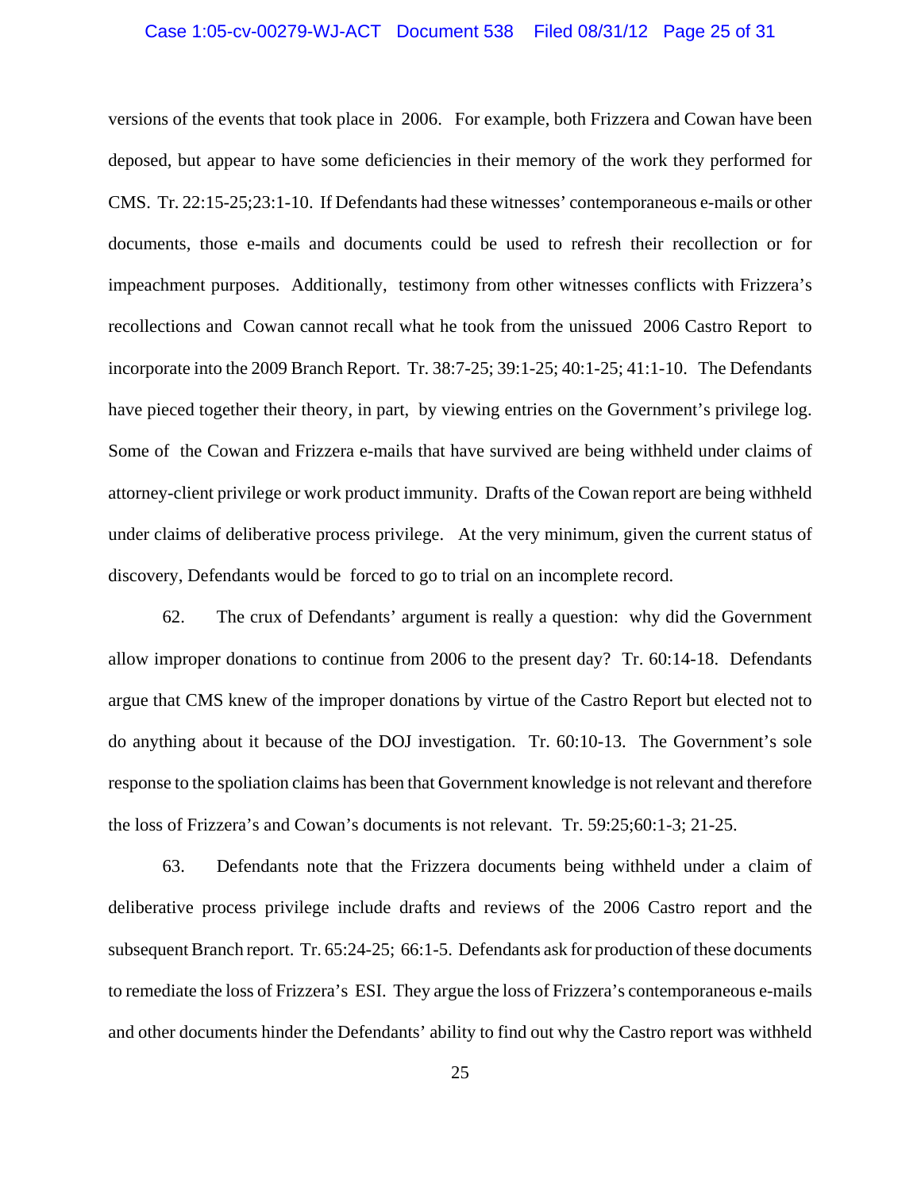versions of the events that took place in 2006. For example, both Frizzera and Cowan have been deposed, but appear to have some deficiencies in their memory of the work they performed for CMS. Tr. 22:15-25;23:1-10. If Defendants had these witnesses' contemporaneous e-mails or other documents, those e-mails and documents could be used to refresh their recollection or for impeachment purposes. Additionally, testimony from other witnesses conflicts with Frizzera's recollections and Cowan cannot recall what he took from the unissued 2006 Castro Report to incorporate into the 2009 Branch Report. Tr. 38:7-25; 39:1-25; 40:1-25; 41:1-10. The Defendants have pieced together their theory, in part, by viewing entries on the Government's privilege log. Some of the Cowan and Frizzera e-mails that have survived are being withheld under claims of attorney-client privilege or work product immunity. Drafts of the Cowan report are being withheld under claims of deliberative process privilege. At the very minimum, given the current status of discovery, Defendants would be forced to go to trial on an incomplete record.

62. The crux of Defendants' argument is really a question: why did the Government allow improper donations to continue from 2006 to the present day? Tr. 60:14-18. Defendants argue that CMS knew of the improper donations by virtue of the Castro Report but elected not to do anything about it because of the DOJ investigation. Tr. 60:10-13. The Government's sole response to the spoliation claims has been that Government knowledge is not relevant and therefore the loss of Frizzera's and Cowan's documents is not relevant. Tr. 59:25;60:1-3; 21-25.

63. Defendants note that the Frizzera documents being withheld under a claim of deliberative process privilege include drafts and reviews of the 2006 Castro report and the subsequent Branch report. Tr. 65:24-25; 66:1-5. Defendants ask for production of these documents to remediate the loss of Frizzera's ESI. They argue the loss of Frizzera's contemporaneous e-mails and other documents hinder the Defendants' ability to find out why the Castro report was withheld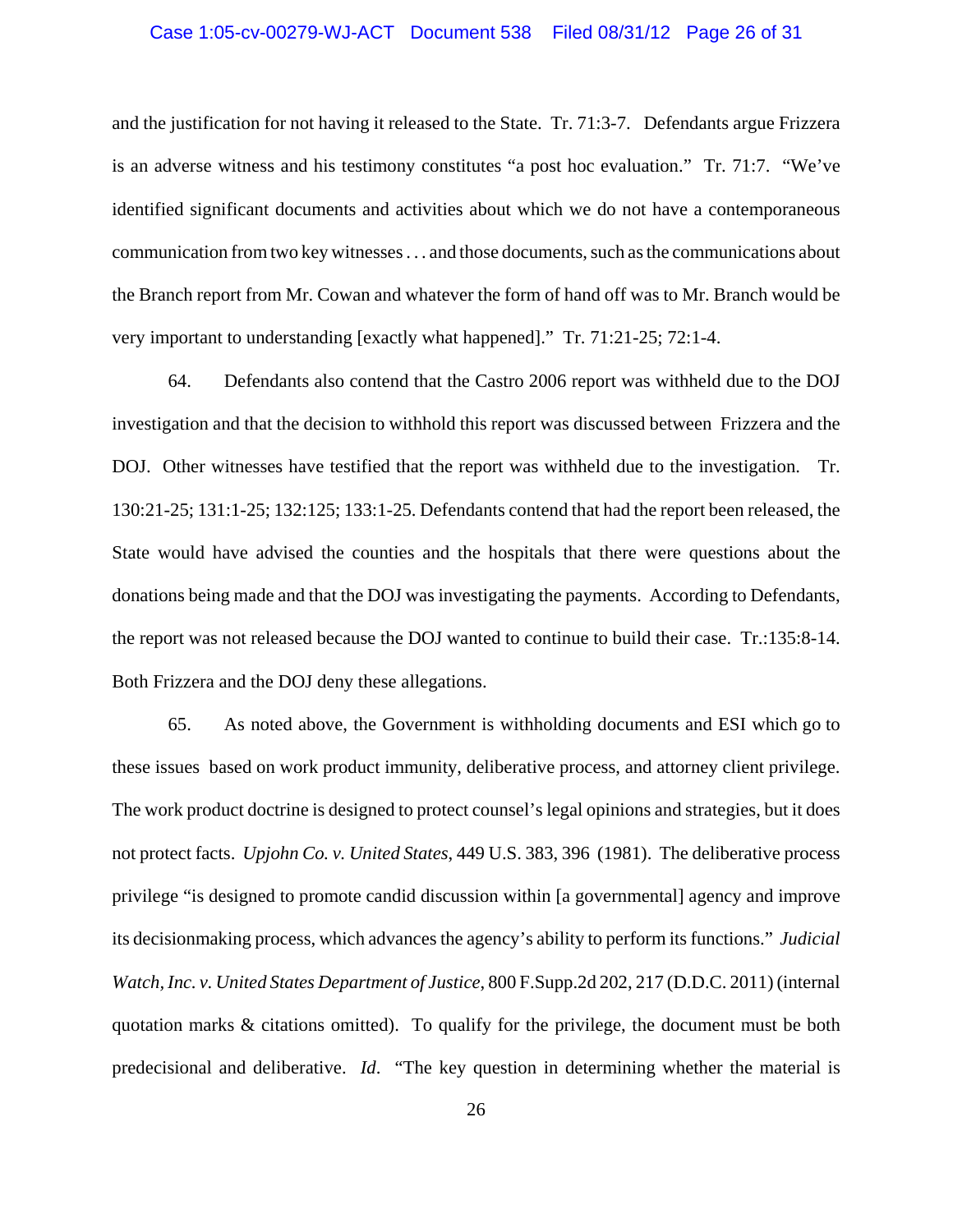and the justification for not having it released to the State. Tr. 71:3-7. Defendants argue Frizzera is an adverse witness and his testimony constitutes "a post hoc evaluation." Tr. 71:7. "We've identified significant documents and activities about which we do not have a contemporaneous communication from two key witnesses . . . and those documents, such as the communications about the Branch report from Mr. Cowan and whatever the form of hand off was to Mr. Branch would be very important to understanding [exactly what happened]." Tr. 71:21-25; 72:1-4.

64. Defendants also contend that the Castro 2006 report was withheld due to the DOJ investigation and that the decision to withhold this report was discussed between Frizzera and the DOJ. Other witnesses have testified that the report was withheld due to the investigation. Tr. 130:21-25; 131:1-25; 132:125; 133:1-25. Defendants contend that had the report been released, the State would have advised the counties and the hospitals that there were questions about the donations being made and that the DOJ was investigating the payments. According to Defendants, the report was not released because the DOJ wanted to continue to build their case. Tr.:135:8-14. Both Frizzera and the DOJ deny these allegations.

65. As noted above, the Government is withholding documents and ESI which go to these issues based on work product immunity, deliberative process, and attorney client privilege. The work product doctrine is designed to protect counsel's legal opinions and strategies, but it does not protect facts. *Upjohn Co. v. United States*, 449 U.S. 383, 396 (1981). The deliberative process privilege "is designed to promote candid discussion within [a governmental] agency and improve its decisionmaking process, which advances the agency's ability to perform its functions." *Judicial Watch, Inc. v. United States Department of Justice*, 800 F.Supp.2d 202, 217 (D.D.C. 2011) (internal quotation marks & citations omitted). To qualify for the privilege, the document must be both predecisional and deliberative. *Id*. "The key question in determining whether the material is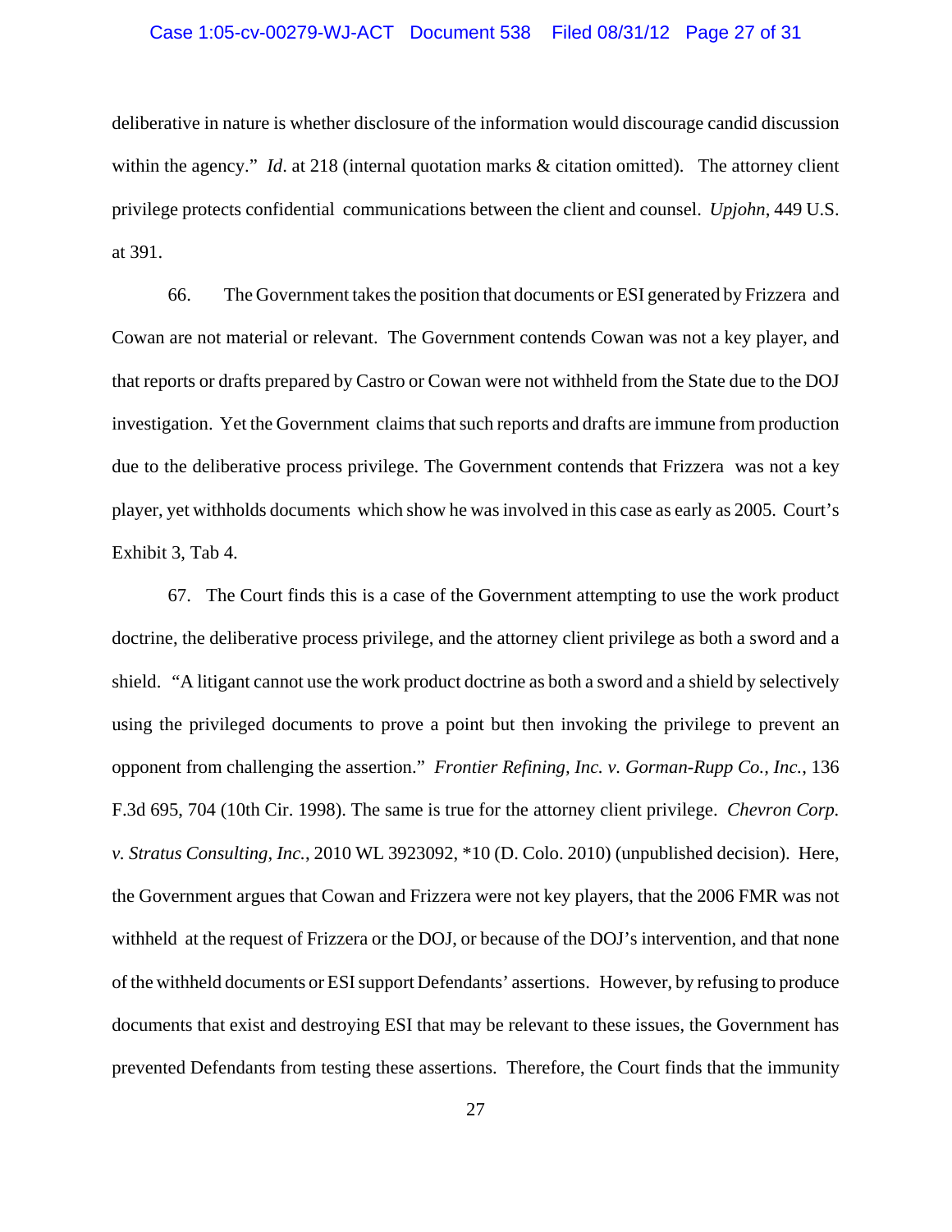deliberative in nature is whether disclosure of the information would discourage candid discussion within the agency." *Id*. at 218 (internal quotation marks & citation omitted). The attorney client privilege protects confidential communications between the client and counsel. *Upjohn*, 449 U.S. at 391.

66. The Government takes the position that documents or ESI generated by Frizzera and Cowan are not material or relevant. The Government contends Cowan was not a key player, and that reports or drafts prepared by Castro or Cowan were not withheld from the State due to the DOJ investigation. Yet the Government claims that such reports and drafts are immune from production due to the deliberative process privilege. The Government contends that Frizzera was not a key player, yet withholds documents which show he was involved in this case as early as 2005. Court's Exhibit 3, Tab 4.

67. The Court finds this is a case of the Government attempting to use the work product doctrine, the deliberative process privilege, and the attorney client privilege as both a sword and a shield. "A litigant cannot use the work product doctrine as both a sword and a shield by selectively using the privileged documents to prove a point but then invoking the privilege to prevent an opponent from challenging the assertion." *Frontier Refining, Inc. v. Gorman-Rupp Co., Inc.*, 136 F.3d 695, 704 (10th Cir. 1998). The same is true for the attorney client privilege. *Chevron Corp. v. Stratus Consulting, Inc.*, 2010 WL 3923092, *10 (D. Colo. 2010) (unpublished decision). Here, the Government argues that Cowan and Frizzera were not key players, that the 2006 FMR was not withheld at the request of Frizzera or the DOJ, or because of the DOJ's intervention, and that none of the withheld documents or ESI support Defendants' assertions. However, by refusing to produce documents that exist and destroying ESI that may be relevant to these issues, the Government has prevented Defendants from testing these assertions. Therefore, the Court finds that the immunity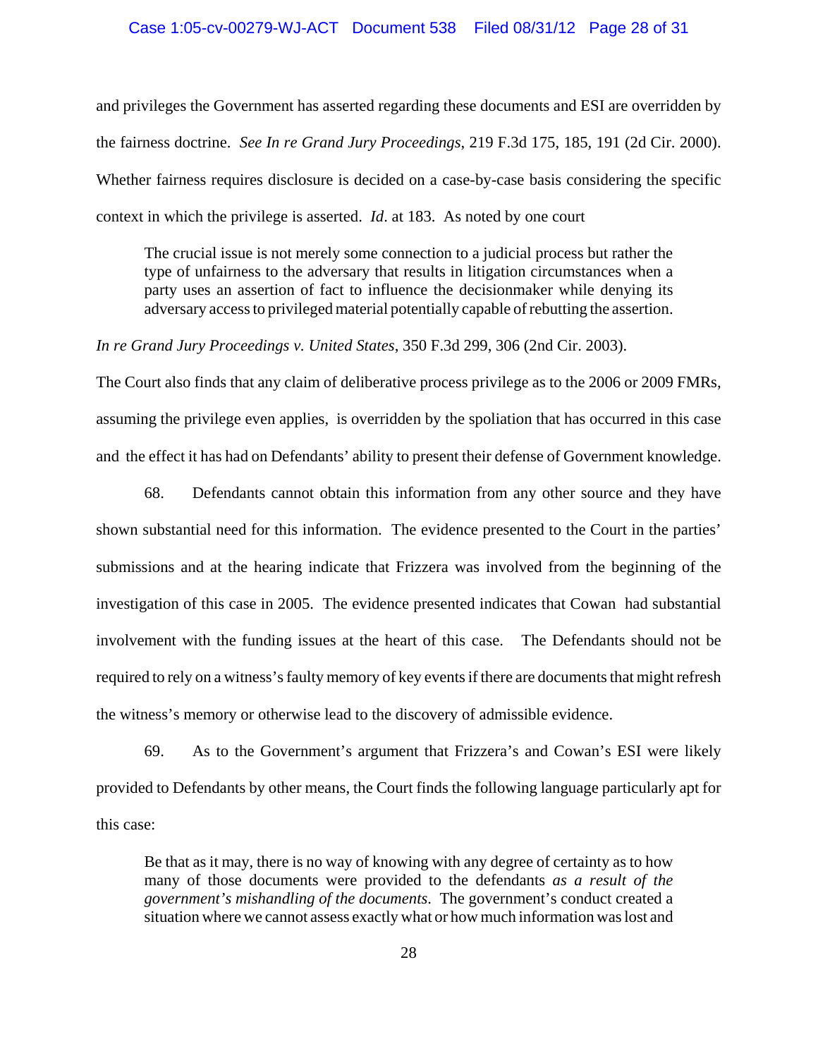and privileges the Government has asserted regarding these documents and ESI are overridden by the fairness doctrine. *See In re Grand Jury Proceedings*, 219 F.3d 175, 185, 191 (2d Cir. 2000). Whether fairness requires disclosure is decided on a case-by-case basis considering the specific context in which the privilege is asserted. *Id*. at 183. As noted by one court

> The crucial issue is not merely some connection to a judicial process but rather the type of unfairness to the adversary that results in litigation circumstances when a party uses an assertion of fact to influence the decisionmaker while denying its adversary access to privileged material potentially capable of rebutting the assertion.

*In re Grand Jury Proceedings v. United States*, 350 F.3d 299, 306 (2nd Cir. 2003).

The Court also finds that any claim of deliberative process privilege as to the 2006 or 2009 FMRs, assuming the privilege even applies, is overridden by the spoliation that has occurred in this case and the effect it has had on Defendants' ability to present their defense of Government knowledge.

68. Defendants cannot obtain this information from any other source and they have shown substantial need for this information. The evidence presented to the Court in the parties' submissions and at the hearing indicate that Frizzera was involved from the beginning of the investigation of this case in 2005. The evidence presented indicates that Cowan had substantial involvement with the funding issues at the heart of this case. The Defendants should not be required to rely on a witness's faulty memory of key events if there are documents that might refresh the witness's memory or otherwise lead to the discovery of admissible evidence.

69. As to the Government's argument that Frizzera's and Cowan's ESI were likely provided to Defendants by other means, the Court finds the following language particularly apt for this case:

> Be that as it may, there is no way of knowing with any degree of certainty as to how many of those documents were provided to the defendants *as a result of the government's mishandling of the documents*. The government's conduct created a situation where we cannot assess exactly what or how much information was lost and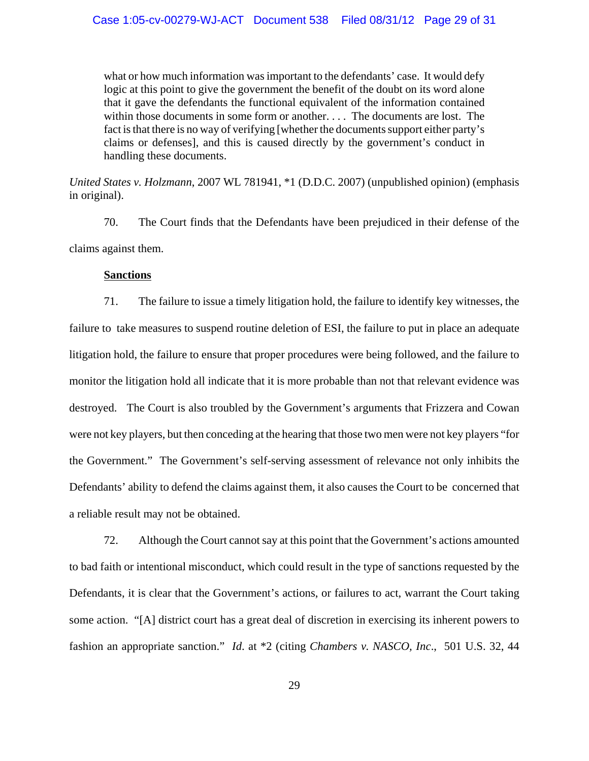> what or how much information was important to the defendants' case. It would defy logic at this point to give the government the benefit of the doubt on its word alone that it gave the defendants the functional equivalent of the information contained within those documents in some form or another. . . . The documents are lost. The fact is that there is no way of verifying [whether the documents support either party's claims or defenses], and this is caused directly by the government's conduct in handling these documents.

*United States v. Holzmann*, 2007 WL 781941, *1 (D.D.C. 2007) (unpublished opinion) (emphasis in original).

70. The Court finds that the Defendants have been prejudiced in their defense of the claims against them.

**Sanctions**

71. The failure to issue a timely litigation hold, the failure to identify key witnesses, the failure to take measures to suspend routine deletion of ESI, the failure to put in place an adequate litigation hold, the failure to ensure that proper procedures were being followed, and the failure to monitor the litigation hold all indicate that it is more probable than not that relevant evidence was destroyed. The Court is also troubled by the Government's arguments that Frizzera and Cowan were not key players, but then conceding at the hearing that those two men were not key players "for the Government." The Government's self-serving assessment of relevance not only inhibits the Defendants' ability to defend the claims against them, it also causes the Court to be concerned that a reliable result may not be obtained.

72. Although the Court cannot say at this point that the Government's actions amounted to bad faith or intentional misconduct, which could result in the type of sanctions requested by the Defendants, it is clear that the Government's actions, or failures to act, warrant the Court taking some action. "[A] district court has a great deal of discretion in exercising its inherent powers to fashion an appropriate sanction." *Id.* at *2 (citing *Chambers v. NASCO, Inc*., 501 U.S. 32, 44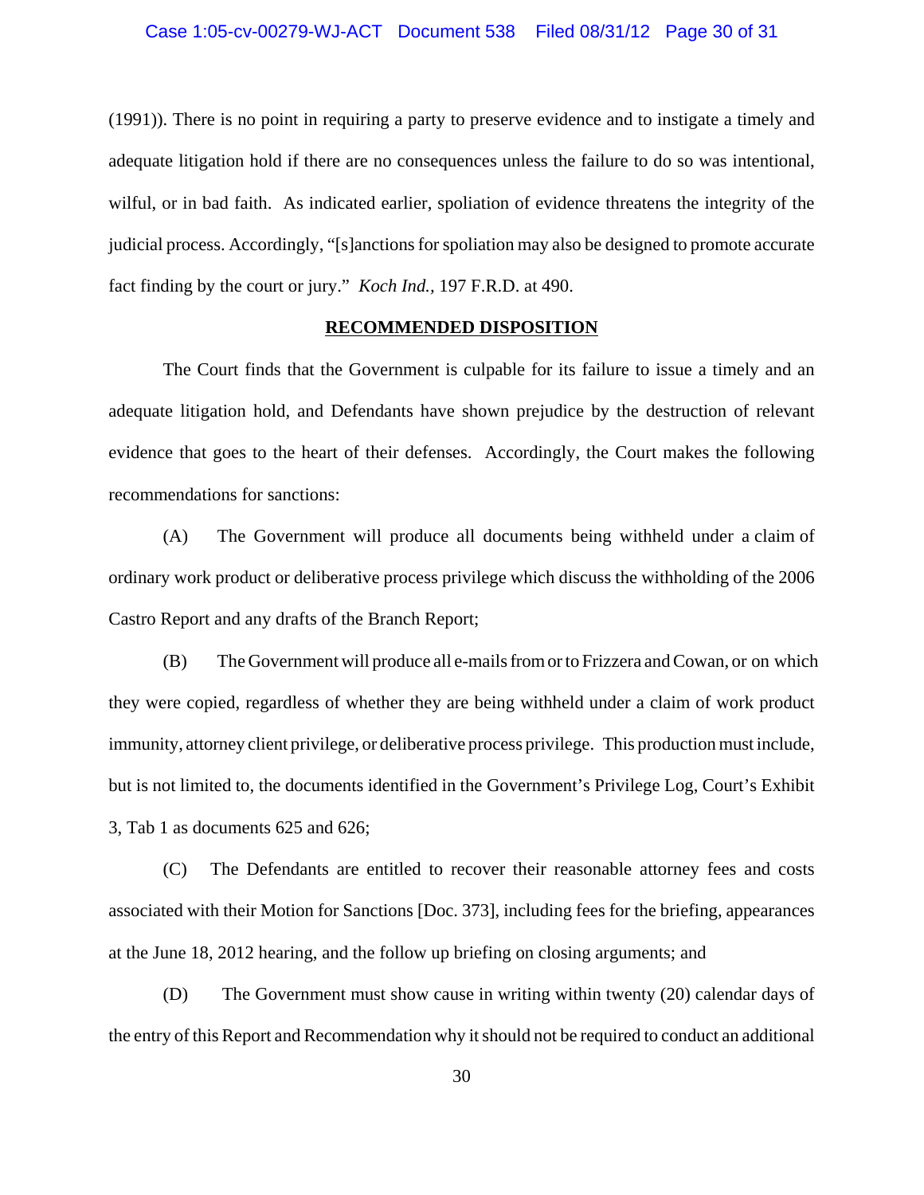(1991)). There is no point in requiring a party to preserve evidence and to instigate a timely and adequate litigation hold if there are no consequences unless the failure to do so was intentional, wilful, or in bad faith. As indicated earlier, spoliation of evidence threatens the integrity of the judicial process. Accordingly, "[s]anctions for spoliation may also be designed to promote accurate fact finding by the court or jury." *Koch Ind.*, 197 F.R.D. at 490.

## RECOMMENDED DISPOSITION

The Court finds that the Government is culpable for its failure to issue a timely and an adequate litigation hold, and Defendants have shown prejudice by the destruction of relevant evidence that goes to the heart of their defenses. Accordingly, the Court makes the following recommendations for sanctions:

(A) The Government will produce all documents being withheld under a claim of ordinary work product or deliberative process privilege which discuss the withholding of the 2006 Castro Report and any drafts of the Branch Report;

(B) The Government will produce all e-mails from or to Frizzera and Cowan, or on which they were copied, regardless of whether they are being withheld under a claim of work product immunity, attorney client privilege, or deliberative process privilege. This production must include, but is not limited to, the documents identified in the Government's Privilege Log, Court's Exhibit 3, Tab 1 as documents 625 and 626;

(C) The Defendants are entitled to recover their reasonable attorney fees and costs associated with their Motion for Sanctions [Doc. 373], including fees for the briefing, appearances at the June 18, 2012 hearing, and the follow up briefing on closing arguments; and

(D) The Government must show cause in writing within twenty (20) calendar days of the entry of this Report and Recommendation why it should not be required to conduct an additional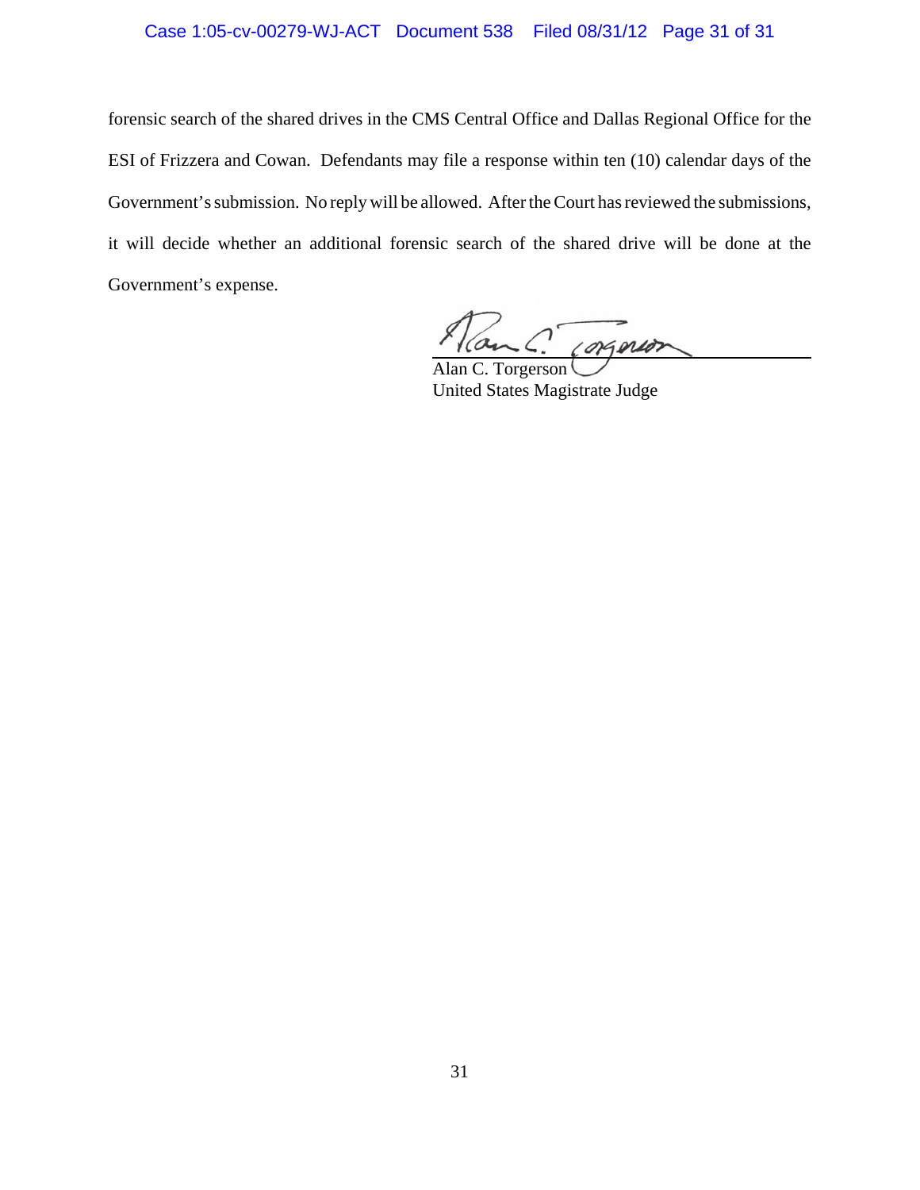forensic search of the shared drives in the CMS Central Office and Dallas Regional Office for the ESI of Frizzera and Cowan. Defendants may file a response within ten (10) calendar days of the Government's submission. No reply will be allowed. After the Court has reviewed the submissions, it will decide whether an additional forensic search of the shared drive will be done at the Government's expense.

Alan C. Torgerson
United States Magistrate Judge